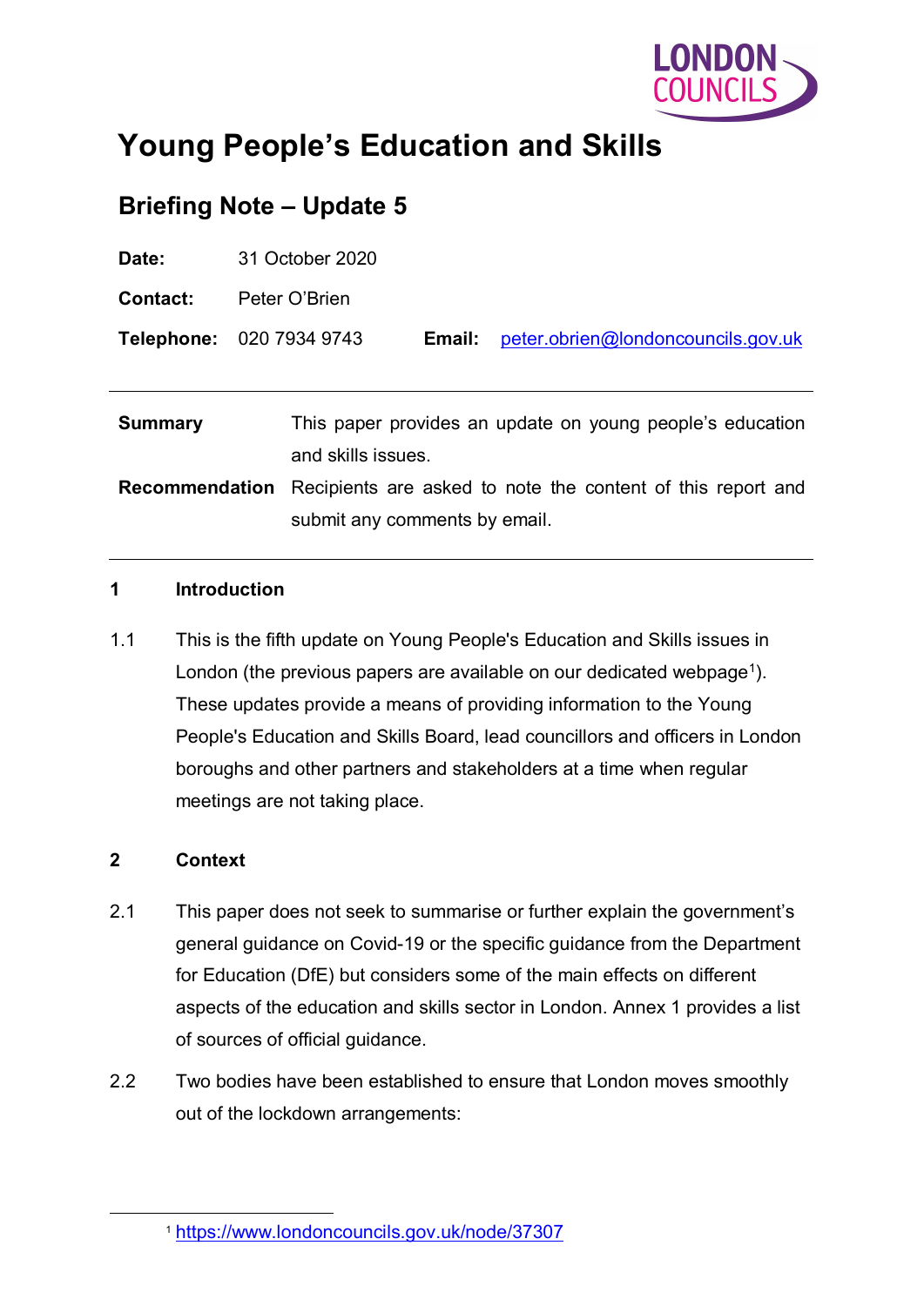LONDON COUNCILS

# Young People's Education and Skills

## Briefing Note – Update 5

**Date:** 31 October 2020

**Contact:** Peter O'Brien

**Telephone:** 020 7934 9743 **Email:** peter.obrien@londoncouncils.gov.uk

---

| | |
|---|---|
| **Summary** | This paper provides an update on young people's education and skills issues. |
| **Recommendation** | Recipients are asked to note the content of this report and submit any comments by email. |

---

### 1 Introduction

1.1 This is the fifth update on Young People's Education and Skills issues in London (the previous papers are available on our dedicated webpage[1]). These updates provide a means of providing information to the Young People's Education and Skills Board, lead councillors and officers in London boroughs and other partners and stakeholders at a time when regular meetings are not taking place.

### 2 Context

2.1 This paper does not seek to summarise or further explain the government's general guidance on Covid-19 or the specific guidance from the Department for Education (DfE) but considers some of the main effects on different aspects of the education and skills sector in London. Annex 1 provides a list of sources of official guidance.

2.2 Two bodies have been established to ensure that London moves smoothly out of the lockdown arrangements:

[1] https://www.londoncouncils.gov.uk/node/37307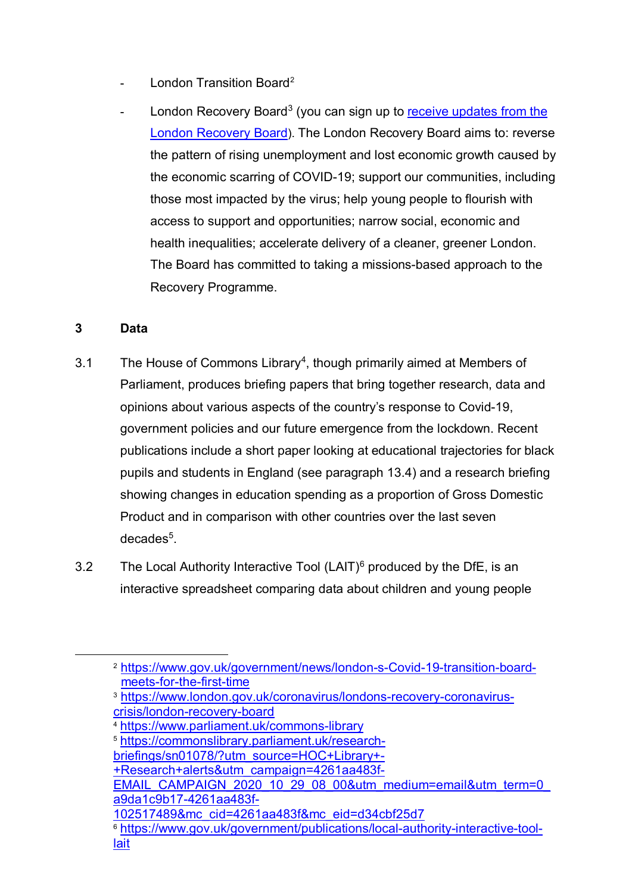- London Transition Board[2]
- London Recovery Board[3] (you can sign up to [receive updates from the London Recovery Board]). The London Recovery Board aims to: reverse the pattern of rising unemployment and lost economic growth caused by the economic scarring of COVID-19; support our communities, including those most impacted by the virus; help young people to flourish with access to support and opportunities; narrow social, economic and health inequalities; accelerate delivery of a cleaner, greener London. The Board has committed to taking a missions-based approach to the Recovery Programme.

## 3 Data

3.1 The House of Commons Library[4], though primarily aimed at Members of Parliament, produces briefing papers that bring together research, data and opinions about various aspects of the country's response to Covid-19, government policies and our future emergence from the lockdown. Recent publications include a short paper looking at educational trajectories for black pupils and students in England (see paragraph 13.4) and a research briefing showing changes in education spending as a proportion of Gross Domestic Product and in comparison with other countries over the last seven decades[5].

3.2 The Local Authority Interactive Tool (LAIT)[6] produced by the DfE, is an interactive spreadsheet comparing data about children and young people

---

[2] https://www.gov.uk/government/news/london-s-Covid-19-transition-board-meets-for-the-first-time

[3] https://www.london.gov.uk/coronavirus/londons-recovery-coronavirus-crisis/london-recovery-board

[4] https://www.parliament.uk/commons-library

[5] https://commonslibrary.parliament.uk/research-briefings/sn01078/?utm_source=HOC+Library+-+Research+alerts&utm_campaign=4261aa483f-EMAIL_CAMPAIGN_2020_10_29_08_00&utm_medium=email&utm_term=0_a9da1c9b17-4261aa483f-102517489&mc_cid=4261aa483f&mc_eid=d34cbf25d7

[6] https://www.gov.uk/government/publications/local-authority-interactive-tool-lait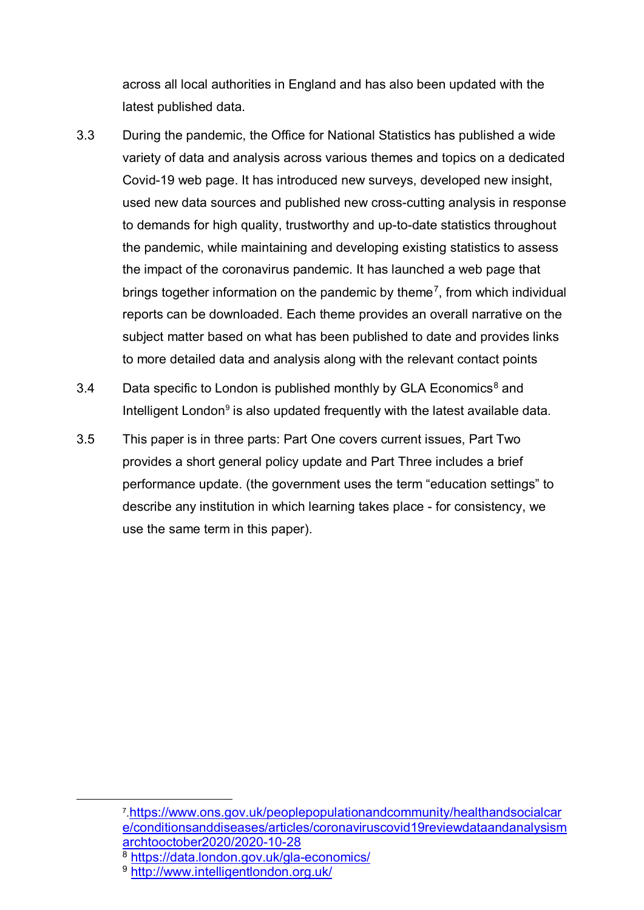across all local authorities in England and has also been updated with the latest published data.

3.3 During the pandemic, the Office for National Statistics has published a wide variety of data and analysis across various themes and topics on a dedicated Covid-19 web page. It has introduced new surveys, developed new insight, used new data sources and published new cross-cutting analysis in response to demands for high quality, trustworthy and up-to-date statistics throughout the pandemic, while maintaining and developing existing statistics to assess the impact of the coronavirus pandemic. It has launched a web page that brings together information on the pandemic by theme[7], from which individual reports can be downloaded. Each theme provides an overall narrative on the subject matter based on what has been published to date and provides links to more detailed data and analysis along with the relevant contact points

3.4 Data specific to London is published monthly by GLA Economics[8] and Intelligent London[9] is also updated frequently with the latest available data.

3.5 This paper is in three parts: Part One covers current issues, Part Two provides a short general policy update and Part Three includes a brief performance update. (the government uses the term "education settings" to describe any institution in which learning takes place - for consistency, we use the same term in this paper).

---

[7] https://www.ons.gov.uk/peoplepopulationandcommunity/healthandsocialcare/conditionsanddiseases/articles/coronaviruscovid19reviewdataandanalysismarchtooctober2020/2020-10-28

[8] https://data.london.gov.uk/gla-economics/

[9] http://www.intelligentlondon.org.uk/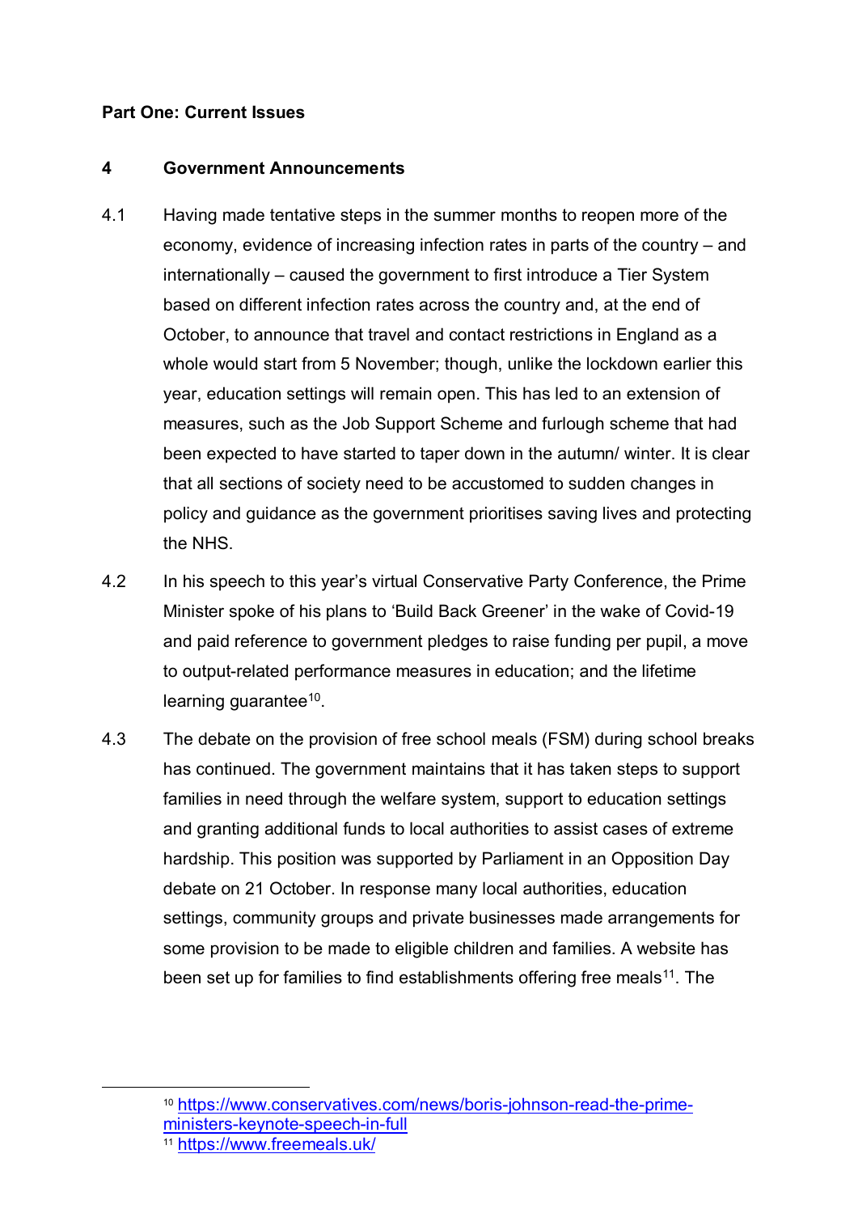**Part One: Current Issues**

## 4 Government Announcements

4.1 Having made tentative steps in the summer months to reopen more of the economy, evidence of increasing infection rates in parts of the country – and internationally – caused the government to first introduce a Tier System based on different infection rates across the country and, at the end of October, to announce that travel and contact restrictions in England as a whole would start from 5 November; though, unlike the lockdown earlier this year, education settings will remain open. This has led to an extension of measures, such as the Job Support Scheme and furlough scheme that had been expected to have started to taper down in the autumn/ winter. It is clear that all sections of society need to be accustomed to sudden changes in policy and guidance as the government prioritises saving lives and protecting the NHS.

4.2 In his speech to this year's virtual Conservative Party Conference, the Prime Minister spoke of his plans to 'Build Back Greener' in the wake of Covid-19 and paid reference to government pledges to raise funding per pupil, a move to output-related performance measures in education; and the lifetime learning guarantee[10].

4.3 The debate on the provision of free school meals (FSM) during school breaks has continued. The government maintains that it has taken steps to support families in need through the welfare system, support to education settings and granting additional funds to local authorities to assist cases of extreme hardship. This position was supported by Parliament in an Opposition Day debate on 21 October. In response many local authorities, education settings, community groups and private businesses made arrangements for some provision to be made to eligible children and families. A website has been set up for families to find establishments offering free meals[11]. The

---

[10] https://www.conservatives.com/news/boris-johnson-read-the-prime-ministers-keynote-speech-in-full

[11] https://www.freemeals.uk/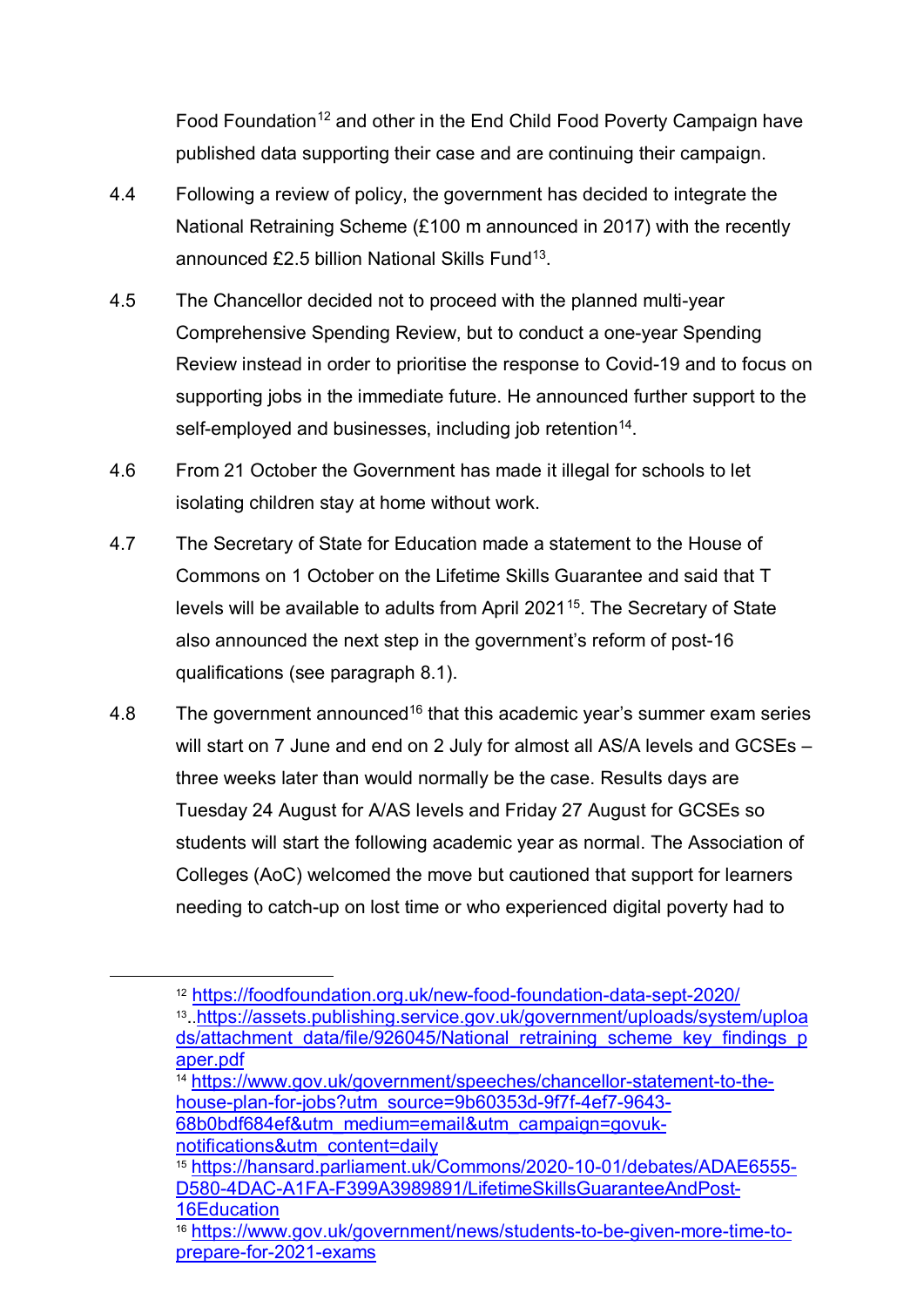Food Foundation[12] and other in the End Child Food Poverty Campaign have published data supporting their case and are continuing their campaign.

4.4 Following a review of policy, the government has decided to integrate the National Retraining Scheme (£100 m announced in 2017) with the recently announced £2.5 billion National Skills Fund[13].

4.5 The Chancellor decided not to proceed with the planned multi-year Comprehensive Spending Review, but to conduct a one-year Spending Review instead in order to prioritise the response to Covid-19 and to focus on supporting jobs in the immediate future. He announced further support to the self-employed and businesses, including job retention[14].

4.6 From 21 October the Government has made it illegal for schools to let isolating children stay at home without work.

4.7 The Secretary of State for Education made a statement to the House of Commons on 1 October on the Lifetime Skills Guarantee and said that T levels will be available to adults from April 2021[15]. The Secretary of State also announced the next step in the government's reform of post-16 qualifications (see paragraph 8.1).

4.8 The government announced[16] that this academic year's summer exam series will start on 7 June and end on 2 July for almost all AS/A levels and GCSEs – three weeks later than would normally be the case. Results days are Tuesday 24 August for A/AS levels and Friday 27 August for GCSEs so students will start the following academic year as normal. The Association of Colleges (AoC) welcomed the move but cautioned that support for learners needing to catch-up on lost time or who experienced digital poverty had to

---

[12] https://foodfoundation.org.uk/new-food-foundation-data-sept-2020/

[13] https://assets.publishing.service.gov.uk/government/uploads/system/uploads/attachment_data/file/926045/National_retraining_scheme_key_findings_paper.pdf

[14] https://www.gov.uk/government/speeches/chancellor-statement-to-the-house-plan-for-jobs?utm_source=9b60353d-9f7f-4ef7-9643-68b0bdf684ef&utm_medium=email&utm_campaign=govuk-notifications&utm_content=daily

[15] https://hansard.parliament.uk/Commons/2020-10-01/debates/ADAE6555-D580-4DAC-A1FA-F399A3989891/LifetimeSkillsGuaranteeAndPost-16Education

[16] https://www.gov.uk/government/news/students-to-be-given-more-time-to-prepare-for-2021-exams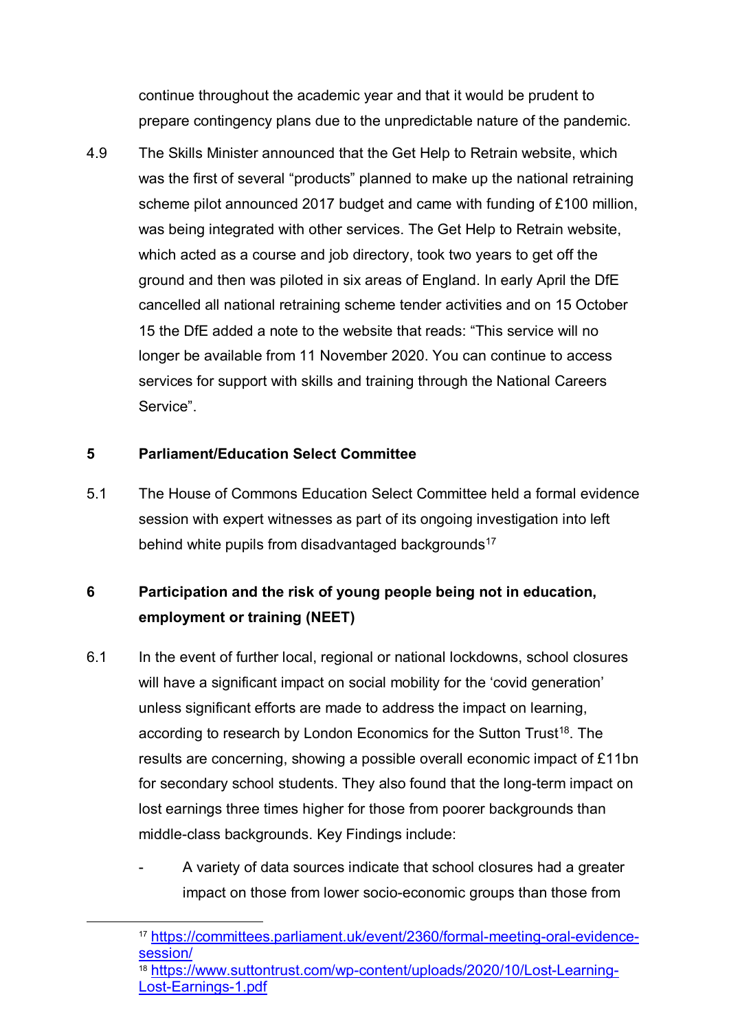continue throughout the academic year and that it would be prudent to prepare contingency plans due to the unpredictable nature of the pandemic.

4.9 The Skills Minister announced that the Get Help to Retrain website, which was the first of several "products" planned to make up the national retraining scheme pilot announced 2017 budget and came with funding of £100 million, was being integrated with other services. The Get Help to Retrain website, which acted as a course and job directory, took two years to get off the ground and then was piloted in six areas of England. In early April the DfE cancelled all national retraining scheme tender activities and on 15 October 15 the DfE added a note to the website that reads: "This service will no longer be available from 11 November 2020. You can continue to access services for support with skills and training through the National Careers Service".

## 5 Parliament/Education Select Committee

5.1 The House of Commons Education Select Committee held a formal evidence session with expert witnesses as part of its ongoing investigation into left behind white pupils from disadvantaged backgrounds[17]

## 6 Participation and the risk of young people being not in education, employment or training (NEET)

6.1 In the event of further local, regional or national lockdowns, school closures will have a significant impact on social mobility for the 'covid generation' unless significant efforts are made to address the impact on learning, according to research by London Economics for the Sutton Trust[18]. The results are concerning, showing a possible overall economic impact of £11bn for secondary school students. They also found that the long-term impact on lost earnings three times higher for those from poorer backgrounds than middle-class backgrounds. Key Findings include:

- A variety of data sources indicate that school closures had a greater impact on those from lower socio-economic groups than those from

---

[17] https://committees.parliament.uk/event/2360/formal-meeting-oral-evidence-session/

[18] https://www.suttontrust.com/wp-content/uploads/2020/10/Lost-Learning-Lost-Earnings-1.pdf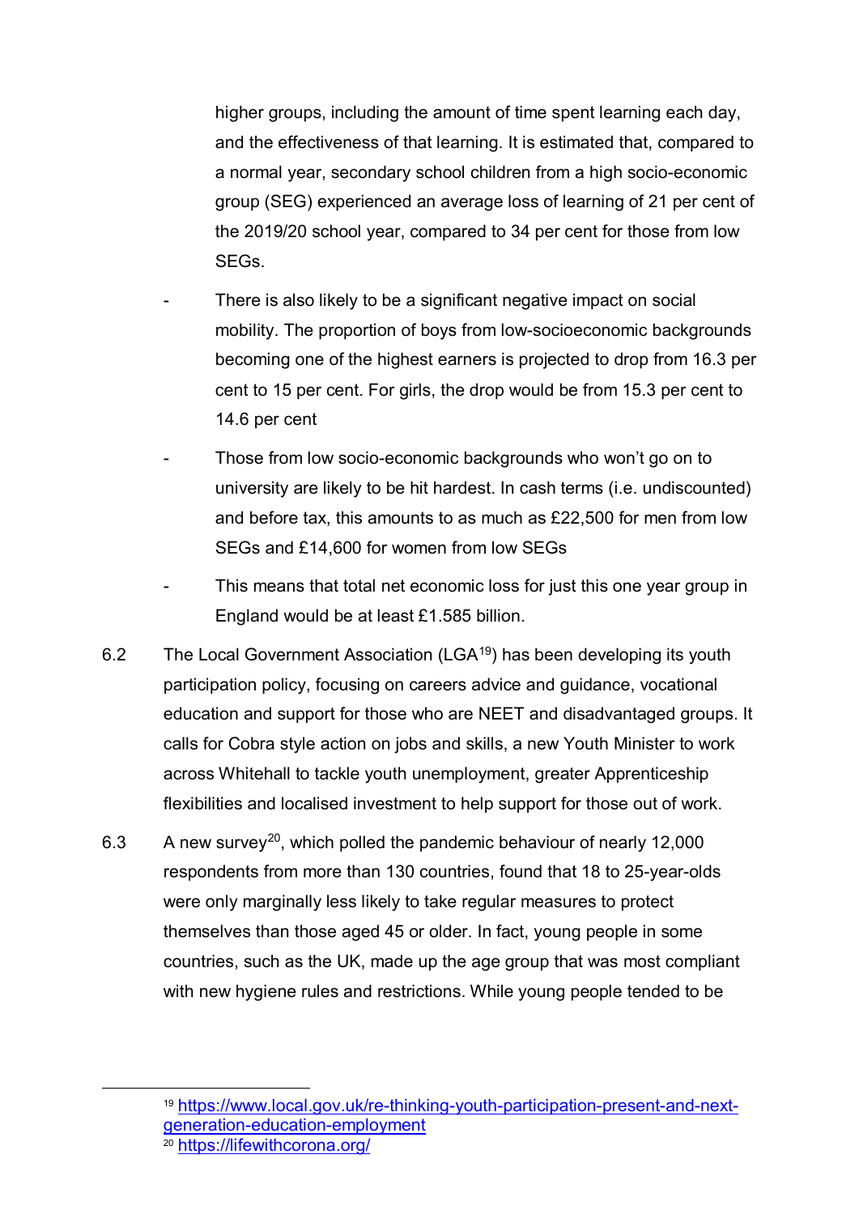higher groups, including the amount of time spent learning each day, and the effectiveness of that learning. It is estimated that, compared to a normal year, secondary school children from a high socio-economic group (SEG) experienced an average loss of learning of 21 per cent of the 2019/20 school year, compared to 34 per cent for those from low SEGs.

- There is also likely to be a significant negative impact on social mobility. The proportion of boys from low-socioeconomic backgrounds becoming one of the highest earners is projected to drop from 16.3 per cent to 15 per cent. For girls, the drop would be from 15.3 per cent to 14.6 per cent
- Those from low socio-economic backgrounds who won't go on to university are likely to be hit hardest. In cash terms (i.e. undiscounted) and before tax, this amounts to as much as £22,500 for men from low SEGs and £14,600 for women from low SEGs
- This means that total net economic loss for just this one year group in England would be at least £1.585 billion.

6.2 The Local Government Association (LGA[19]) has been developing its youth participation policy, focusing on careers advice and guidance, vocational education and support for those who are NEET and disadvantaged groups. It calls for Cobra style action on jobs and skills, a new Youth Minister to work across Whitehall to tackle youth unemployment, greater Apprenticeship flexibilities and localised investment to help support for those out of work.

6.3 A new survey[20], which polled the pandemic behaviour of nearly 12,000 respondents from more than 130 countries, found that 18 to 25-year-olds were only marginally less likely to take regular measures to protect themselves than those aged 45 or older. In fact, young people in some countries, such as the UK, made up the age group that was most compliant with new hygiene rules and restrictions. While young people tended to be

[19] https://www.local.gov.uk/re-thinking-youth-participation-present-and-next-generation-education-employment

[20] https://lifewithcorona.org/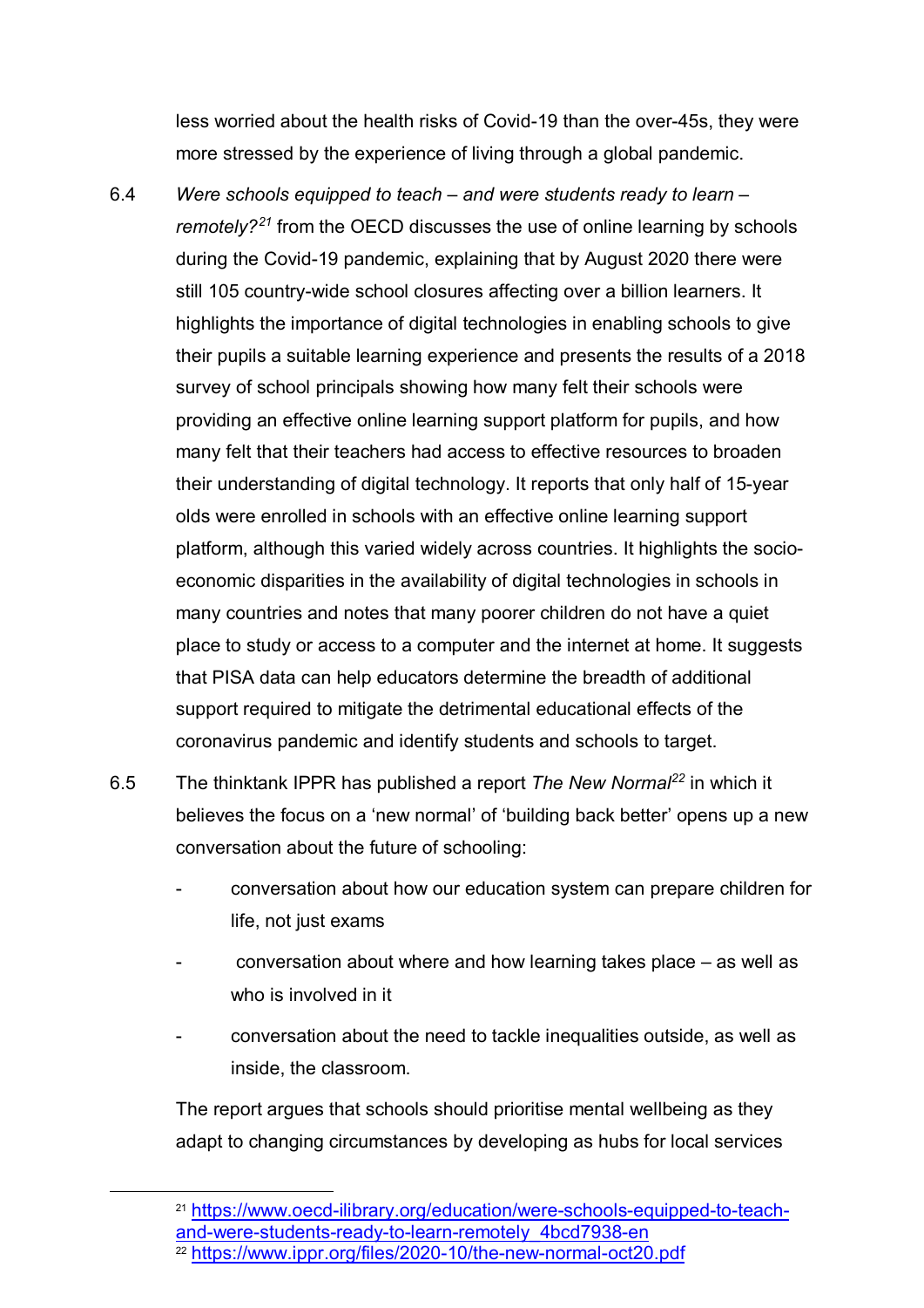less worried about the health risks of Covid-19 than the over-45s, they were more stressed by the experience of living through a global pandemic.

6.4 *Were schools equipped to teach – and were students ready to learn – remotely?*[21] from the OECD discusses the use of online learning by schools during the Covid-19 pandemic, explaining that by August 2020 there were still 105 country-wide school closures affecting over a billion learners. It highlights the importance of digital technologies in enabling schools to give their pupils a suitable learning experience and presents the results of a 2018 survey of school principals showing how many felt their schools were providing an effective online learning support platform for pupils, and how many felt that their teachers had access to effective resources to broaden their understanding of digital technology. It reports that only half of 15-year olds were enrolled in schools with an effective online learning support platform, although this varied widely across countries. It highlights the socio-economic disparities in the availability of digital technologies in schools in many countries and notes that many poorer children do not have a quiet place to study or access to a computer and the internet at home. It suggests that PISA data can help educators determine the breadth of additional support required to mitigate the detrimental educational effects of the coronavirus pandemic and identify students and schools to target.

6.5 The thinktank IPPR has published a report *The New Normal*[22] in which it believes the focus on a 'new normal' of 'building back better' opens up a new conversation about the future of schooling:

- conversation about how our education system can prepare children for life, not just exams
- conversation about where and how learning takes place – as well as who is involved in it
- conversation about the need to tackle inequalities outside, as well as inside, the classroom.

The report argues that schools should prioritise mental wellbeing as they adapt to changing circumstances by developing as hubs for local services

---

[21] https://www.oecd-ilibrary.org/education/were-schools-equipped-to-teach-and-were-students-ready-to-learn-remotely_4bcd7938-en

[22] https://www.ippr.org/files/2020-10/the-new-normal-oct20.pdf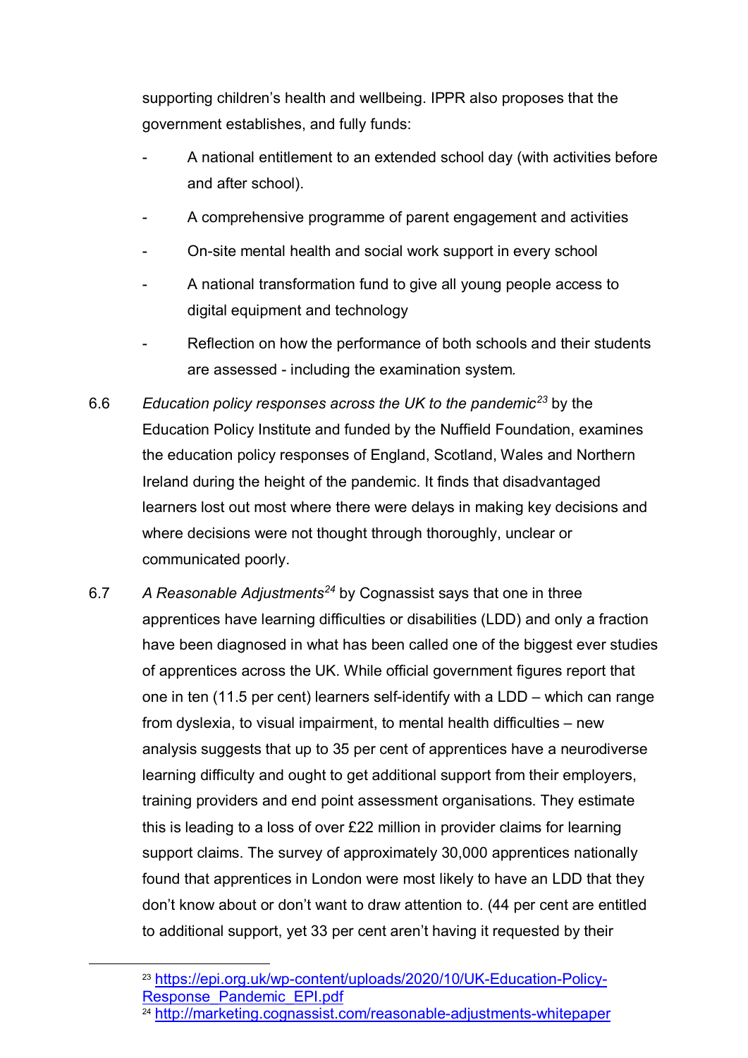supporting children's health and wellbeing. IPPR also proposes that the government establishes, and fully funds:

- A national entitlement to an extended school day (with activities before and after school).
- A comprehensive programme of parent engagement and activities
- On-site mental health and social work support in every school
- A national transformation fund to give all young people access to digital equipment and technology
- Reflection on how the performance of both schools and their students are assessed - including the examination system.

6.6 *Education policy responses across the UK to the pandemic*[23] by the Education Policy Institute and funded by the Nuffield Foundation, examines the education policy responses of England, Scotland, Wales and Northern Ireland during the height of the pandemic. It finds that disadvantaged learners lost out most where there were delays in making key decisions and where decisions were not thought through thoroughly, unclear or communicated poorly.

6.7 *A Reasonable Adjustments*[24] by Cognassist says that one in three apprentices have learning difficulties or disabilities (LDD) and only a fraction have been diagnosed in what has been called one of the biggest ever studies of apprentices across the UK. While official government figures report that one in ten (11.5 per cent) learners self-identify with a LDD – which can range from dyslexia, to visual impairment, to mental health difficulties – new analysis suggests that up to 35 per cent of apprentices have a neurodiverse learning difficulty and ought to get additional support from their employers, training providers and end point assessment organisations. They estimate this is leading to a loss of over £22 million in provider claims for learning support claims. The survey of approximately 30,000 apprentices nationally found that apprentices in London were most likely to have an LDD that they don't know about or don't want to draw attention to. (44 per cent are entitled to additional support, yet 33 per cent aren't having it requested by their

---

[23] https://epi.org.uk/wp-content/uploads/2020/10/UK-Education-Policy-Response_Pandemic_EPI.pdf

[24] http://marketing.cognassist.com/reasonable-adjustments-whitepaper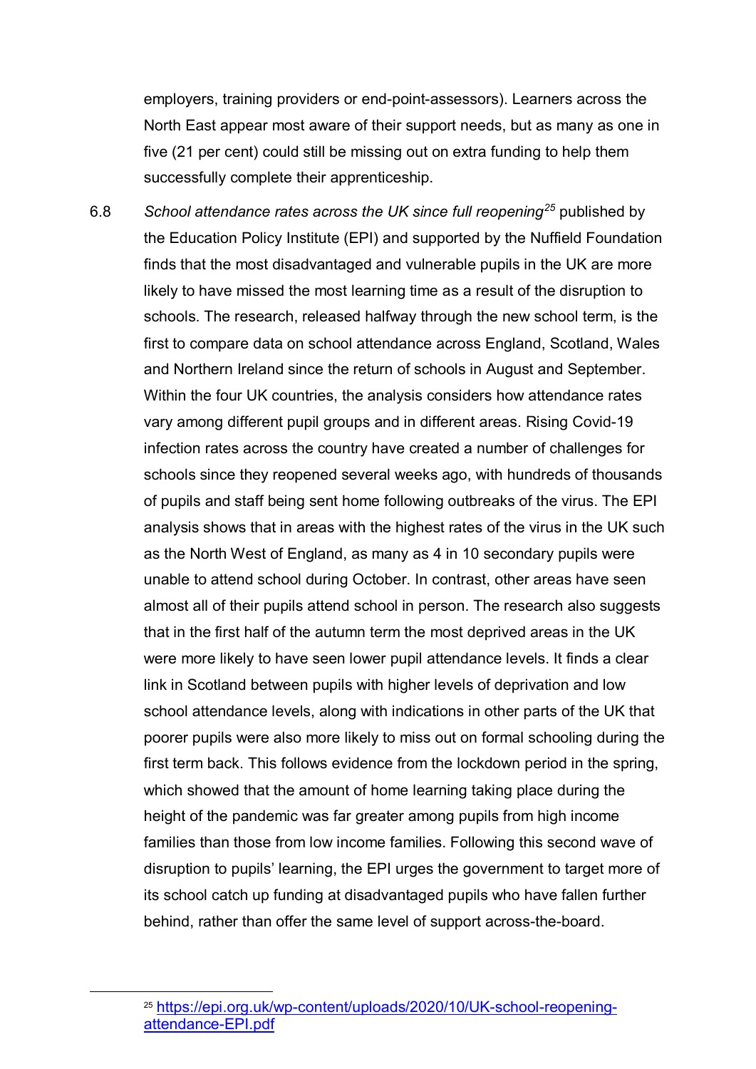employers, training providers or end-point-assessors). Learners across the North East appear most aware of their support needs, but as many as one in five (21 per cent) could still be missing out on extra funding to help them successfully complete their apprenticeship.

6.8 *School attendance rates across the UK since full reopening*[25] published by the Education Policy Institute (EPI) and supported by the Nuffield Foundation finds that the most disadvantaged and vulnerable pupils in the UK are more likely to have missed the most learning time as a result of the disruption to schools. The research, released halfway through the new school term, is the first to compare data on school attendance across England, Scotland, Wales and Northern Ireland since the return of schools in August and September. Within the four UK countries, the analysis considers how attendance rates vary among different pupil groups and in different areas. Rising Covid-19 infection rates across the country have created a number of challenges for schools since they reopened several weeks ago, with hundreds of thousands of pupils and staff being sent home following outbreaks of the virus. The EPI analysis shows that in areas with the highest rates of the virus in the UK such as the North West of England, as many as 4 in 10 secondary pupils were unable to attend school during October. In contrast, other areas have seen almost all of their pupils attend school in person. The research also suggests that in the first half of the autumn term the most deprived areas in the UK were more likely to have seen lower pupil attendance levels. It finds a clear link in Scotland between pupils with higher levels of deprivation and low school attendance levels, along with indications in other parts of the UK that poorer pupils were also more likely to miss out on formal schooling during the first term back. This follows evidence from the lockdown period in the spring, which showed that the amount of home learning taking place during the height of the pandemic was far greater among pupils from high income families than those from low income families. Following this second wave of disruption to pupils' learning, the EPI urges the government to target more of its school catch up funding at disadvantaged pupils who have fallen further behind, rather than offer the same level of support across-the-board.

---

[25] https://epi.org.uk/wp-content/uploads/2020/10/UK-school-reopening-attendance-EPI.pdf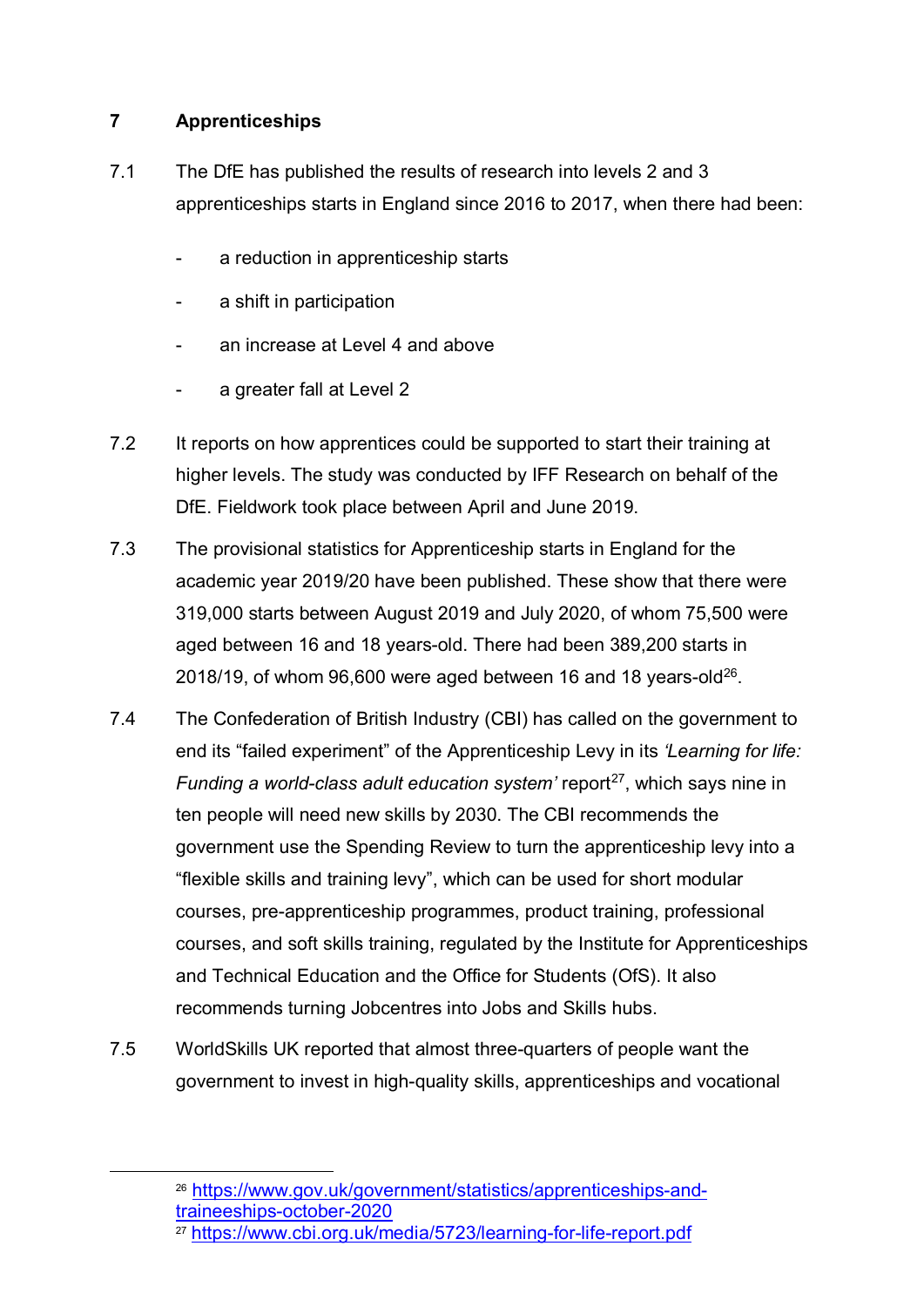## 7 Apprenticeships

7.1 The DfE has published the results of research into levels 2 and 3 apprenticeships starts in England since 2016 to 2017, when there had been:

- a reduction in apprenticeship starts
- a shift in participation
- an increase at Level 4 and above
- a greater fall at Level 2

7.2 It reports on how apprentices could be supported to start their training at higher levels. The study was conducted by IFF Research on behalf of the DfE. Fieldwork took place between April and June 2019.

7.3 The provisional statistics for Apprenticeship starts in England for the academic year 2019/20 have been published. These show that there were 319,000 starts between August 2019 and July 2020, of whom 75,500 were aged between 16 and 18 years-old. There had been 389,200 starts in 2018/19, of whom 96,600 were aged between 16 and 18 years-old[26].

7.4 The Confederation of British Industry (CBI) has called on the government to end its "failed experiment" of the Apprenticeship Levy in its *'Learning for life: Funding a world-class adult education system'* report[27], which says nine in ten people will need new skills by 2030. The CBI recommends the government use the Spending Review to turn the apprenticeship levy into a "flexible skills and training levy", which can be used for short modular courses, pre-apprenticeship programmes, product training, professional courses, and soft skills training, regulated by the Institute for Apprenticeships and Technical Education and the Office for Students (OfS). It also recommends turning Jobcentres into Jobs and Skills hubs.

7.5 WorldSkills UK reported that almost three-quarters of people want the government to invest in high-quality skills, apprenticeships and vocational

---

[26] https://www.gov.uk/government/statistics/apprenticeships-and-traineeships-october-2020

[27] https://www.cbi.org.uk/media/5723/learning-for-life-report.pdf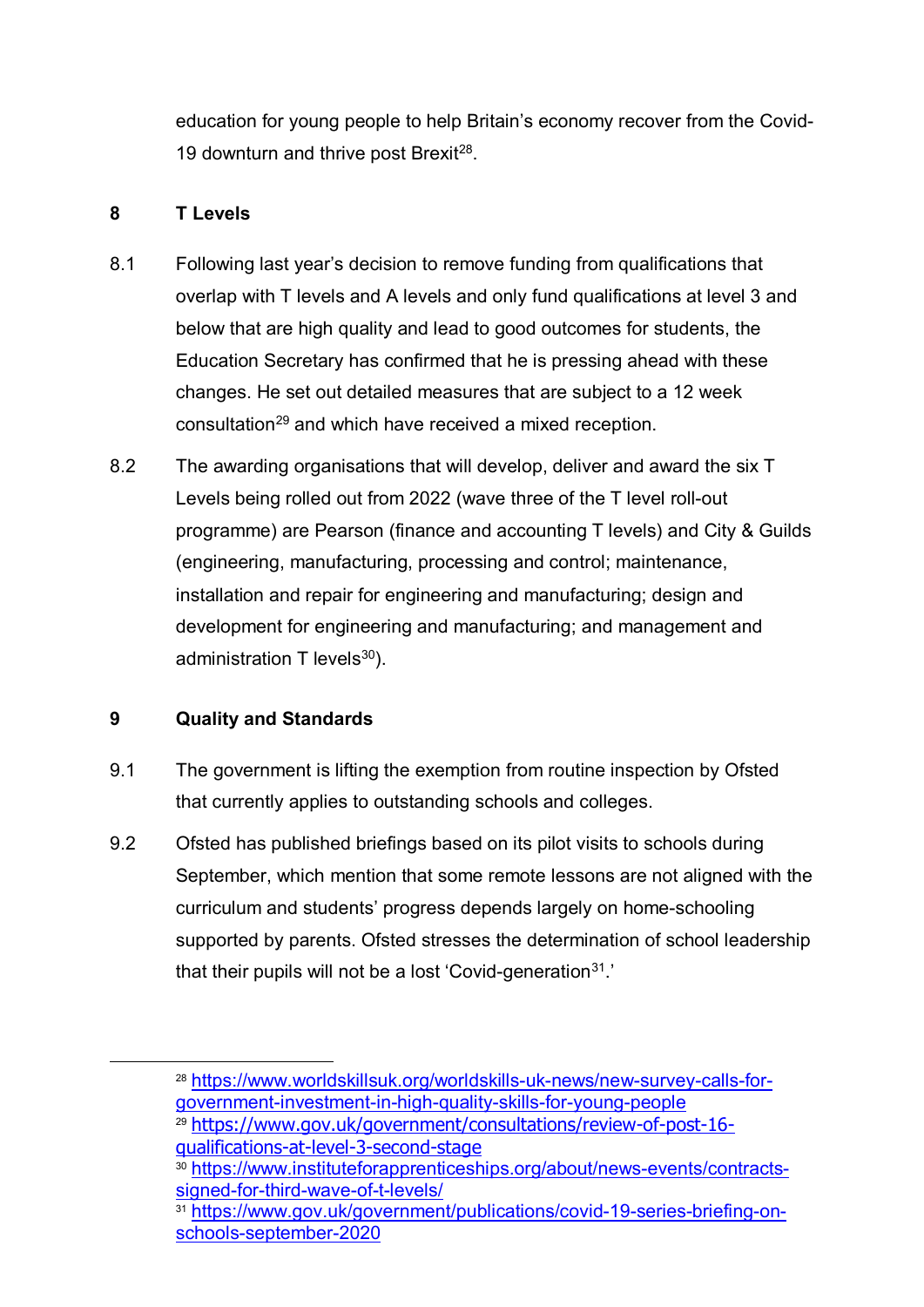education for young people to help Britain's economy recover from the Covid-19 downturn and thrive post Brexit[28].

## 8 T Levels

8.1 Following last year's decision to remove funding from qualifications that overlap with T levels and A levels and only fund qualifications at level 3 and below that are high quality and lead to good outcomes for students, the Education Secretary has confirmed that he is pressing ahead with these changes. He set out detailed measures that are subject to a 12 week consultation[29] and which have received a mixed reception.

8.2 The awarding organisations that will develop, deliver and award the six T Levels being rolled out from 2022 (wave three of the T level roll-out programme) are Pearson (finance and accounting T levels) and City & Guilds (engineering, manufacturing, processing and control; maintenance, installation and repair for engineering and manufacturing; design and development for engineering and manufacturing; and management and administration T levels[30]).

## 9 Quality and Standards

9.1 The government is lifting the exemption from routine inspection by Ofsted that currently applies to outstanding schools and colleges.

9.2 Ofsted has published briefings based on its pilot visits to schools during September, which mention that some remote lessons are not aligned with the curriculum and students' progress depends largely on home-schooling supported by parents. Ofsted stresses the determination of school leadership that their pupils will not be a lost 'Covid-generation[31].'

---

[28] https://www.worldskillsuk.org/worldskills-uk-news/new-survey-calls-for-government-investment-in-high-quality-skills-for-young-people

[29] https://www.gov.uk/government/consultations/review-of-post-16-qualifications-at-level-3-second-stage

[30] https://www.instituteforapprenticeships.org/about/news-events/contracts-signed-for-third-wave-of-t-levels/

[31] https://www.gov.uk/government/publications/covid-19-series-briefing-on-schools-september-2020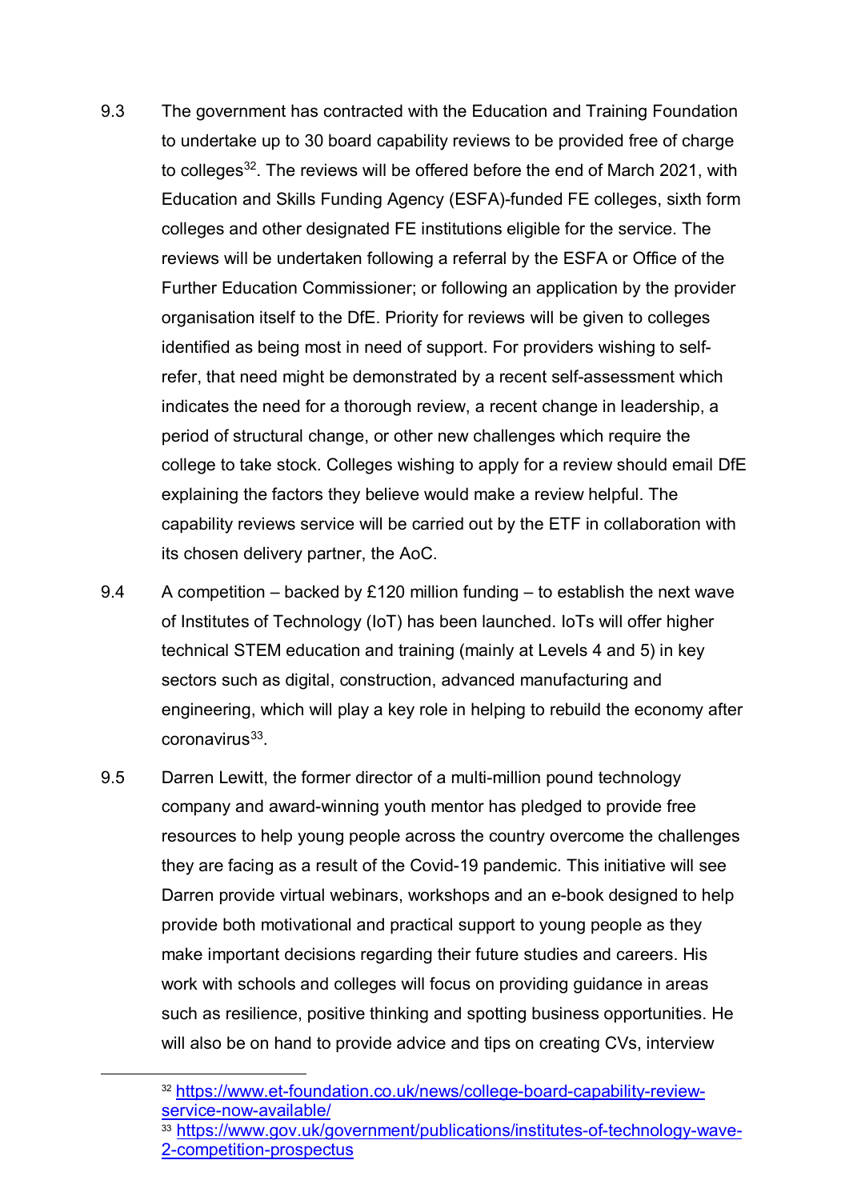9.3 The government has contracted with the Education and Training Foundation to undertake up to 30 board capability reviews to be provided free of charge to colleges[32]. The reviews will be offered before the end of March 2021, with Education and Skills Funding Agency (ESFA)-funded FE colleges, sixth form colleges and other designated FE institutions eligible for the service. The reviews will be undertaken following a referral by the ESFA or Office of the Further Education Commissioner; or following an application by the provider organisation itself to the DfE. Priority for reviews will be given to colleges identified as being most in need of support. For providers wishing to self-refer, that need might be demonstrated by a recent self-assessment which indicates the need for a thorough review, a recent change in leadership, a period of structural change, or other new challenges which require the college to take stock. Colleges wishing to apply for a review should email DfE explaining the factors they believe would make a review helpful. The capability reviews service will be carried out by the ETF in collaboration with its chosen delivery partner, the AoC.

9.4 A competition – backed by £120 million funding – to establish the next wave of Institutes of Technology (IoT) has been launched. IoTs will offer higher technical STEM education and training (mainly at Levels 4 and 5) in key sectors such as digital, construction, advanced manufacturing and engineering, which will play a key role in helping to rebuild the economy after coronavirus[33].

9.5 Darren Lewitt, the former director of a multi-million pound technology company and award-winning youth mentor has pledged to provide free resources to help young people across the country overcome the challenges they are facing as a result of the Covid-19 pandemic. This initiative will see Darren provide virtual webinars, workshops and an e-book designed to help provide both motivational and practical support to young people as they make important decisions regarding their future studies and careers. His work with schools and colleges will focus on providing guidance in areas such as resilience, positive thinking and spotting business opportunities. He will also be on hand to provide advice and tips on creating CVs, interview

---

[32] https://www.et-foundation.co.uk/news/college-board-capability-review-service-now-available/

[33] https://www.gov.uk/government/publications/institutes-of-technology-wave-2-competition-prospectus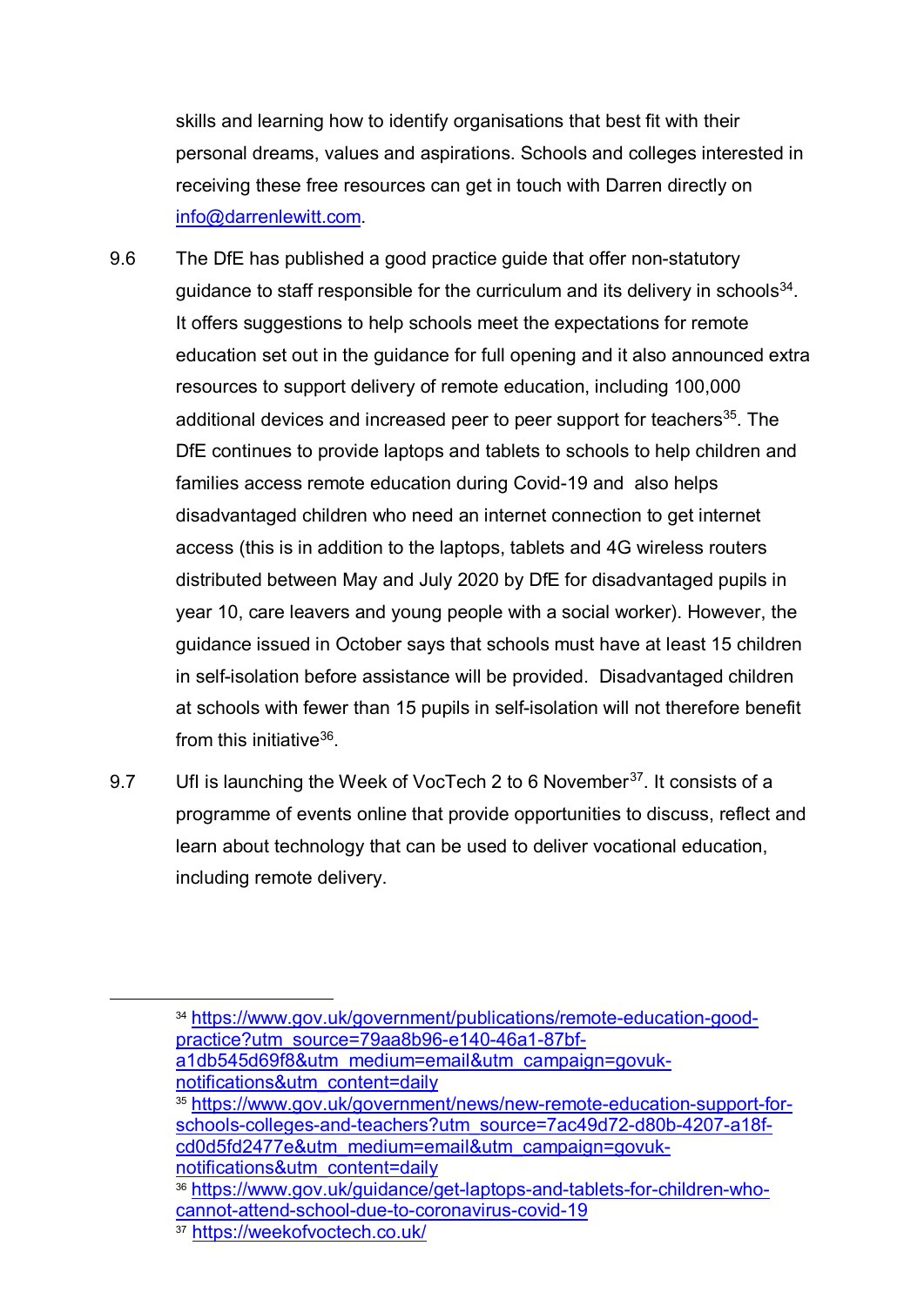skills and learning how to identify organisations that best fit with their personal dreams, values and aspirations. Schools and colleges interested in receiving these free resources can get in touch with Darren directly on info@darrenlewitt.com.

9.6 The DfE has published a good practice guide that offer non-statutory guidance to staff responsible for the curriculum and its delivery in schools[34]. It offers suggestions to help schools meet the expectations for remote education set out in the guidance for full opening and it also announced extra resources to support delivery of remote education, including 100,000 additional devices and increased peer to peer support for teachers[35]. The DfE continues to provide laptops and tablets to schools to help children and families access remote education during Covid-19 and also helps disadvantaged children who need an internet connection to get internet access (this is in addition to the laptops, tablets and 4G wireless routers distributed between May and July 2020 by DfE for disadvantaged pupils in year 10, care leavers and young people with a social worker). However, the guidance issued in October says that schools must have at least 15 children in self-isolation before assistance will be provided. Disadvantaged children at schools with fewer than 15 pupils in self-isolation will not therefore benefit from this initiative[36].

9.7 Ufl is launching the Week of VocTech 2 to 6 November[37]. It consists of a programme of events online that provide opportunities to discuss, reflect and learn about technology that can be used to deliver vocational education, including remote delivery.

---

[34] https://www.gov.uk/government/publications/remote-education-good-practice?utm_source=79aa8b96-e140-46a1-87bf-a1db545d69f8&utm_medium=email&utm_campaign=govuk-notifications&utm_content=daily

[35] https://www.gov.uk/government/news/new-remote-education-support-for-schools-colleges-and-teachers?utm_source=7ac49d72-d80b-4207-a18f-cd0d5fd2477e&utm_medium=email&utm_campaign=govuk-notifications&utm_content=daily

[36] https://www.gov.uk/guidance/get-laptops-and-tablets-for-children-who-cannot-attend-school-due-to-coronavirus-covid-19

[37] https://weekofvoctech.co.uk/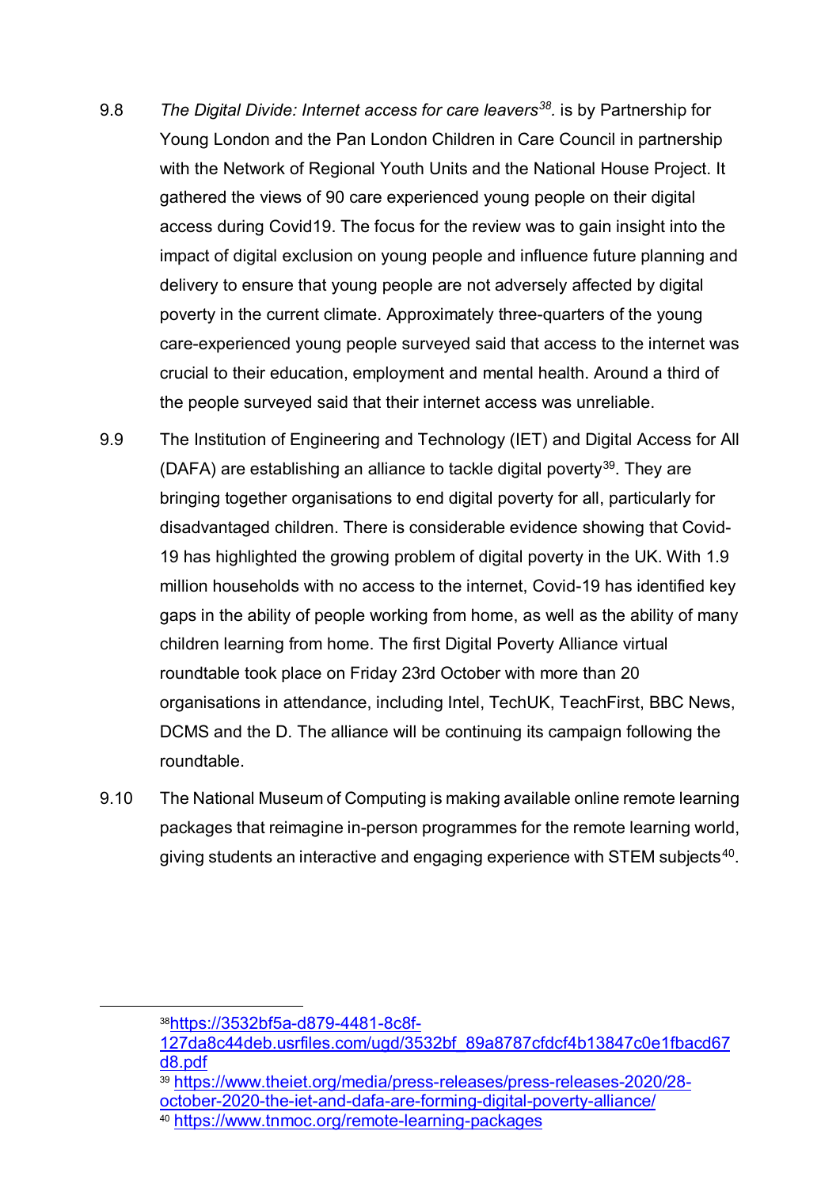9.8 *The Digital Divide: Internet access for care leavers*[38]. is by Partnership for Young London and the Pan London Children in Care Council in partnership with the Network of Regional Youth Units and the National House Project. It gathered the views of 90 care experienced young people on their digital access during Covid19. The focus for the review was to gain insight into the impact of digital exclusion on young people and influence future planning and delivery to ensure that young people are not adversely affected by digital poverty in the current climate. Approximately three-quarters of the young care-experienced young people surveyed said that access to the internet was crucial to their education, employment and mental health. Around a third of the people surveyed said that their internet access was unreliable.

9.9 The Institution of Engineering and Technology (IET) and Digital Access for All (DAFA) are establishing an alliance to tackle digital poverty[39]. They are bringing together organisations to end digital poverty for all, particularly for disadvantaged children. There is considerable evidence showing that Covid-19 has highlighted the growing problem of digital poverty in the UK. With 1.9 million households with no access to the internet, Covid-19 has identified key gaps in the ability of people working from home, as well as the ability of many children learning from home. The first Digital Poverty Alliance virtual roundtable took place on Friday 23rd October with more than 20 organisations in attendance, including Intel, TechUK, TeachFirst, BBC News, DCMS and the D. The alliance will be continuing its campaign following the roundtable.

9.10 The National Museum of Computing is making available online remote learning packages that reimagine in-person programmes for the remote learning world, giving students an interactive and engaging experience with STEM subjects[40].

---

[38] https://3532bf5a-d879-4481-8c8f-127da8c44deb.usrfiles.com/ugd/3532bf_89a8787cfdcf4b13847c0e1fbacd67d8.pdf

[39] https://www.theiet.org/media/press-releases/press-releases-2020/28-october-2020-the-iet-and-dafa-are-forming-digital-poverty-alliance/

[40] https://www.tnmoc.org/remote-learning-packages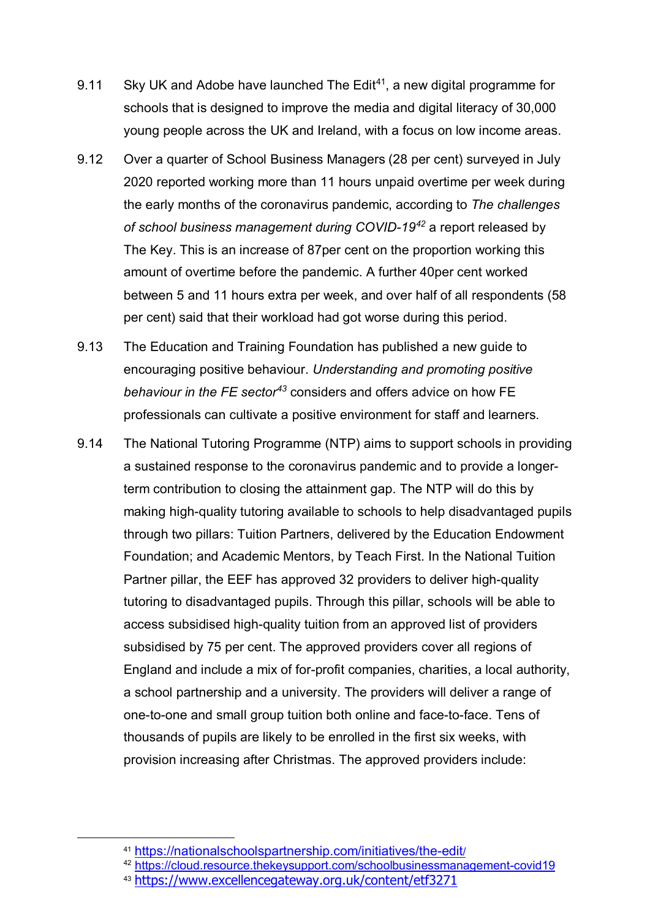9.11 Sky UK and Adobe have launched The Edit[41], a new digital programme for schools that is designed to improve the media and digital literacy of 30,000 young people across the UK and Ireland, with a focus on low income areas.

9.12 Over a quarter of School Business Managers (28 per cent) surveyed in July 2020 reported working more than 11 hours unpaid overtime per week during the early months of the coronavirus pandemic, according to *The challenges of school business management during COVID-19*[42] a report released by The Key. This is an increase of 87per cent on the proportion working this amount of overtime before the pandemic. A further 40per cent worked between 5 and 11 hours extra per week, and over half of all respondents (58 per cent) said that their workload had got worse during this period.

9.13 The Education and Training Foundation has published a new guide to encouraging positive behaviour. *Understanding and promoting positive behaviour in the FE sector*[43] considers and offers advice on how FE professionals can cultivate a positive environment for staff and learners.

9.14 The National Tutoring Programme (NTP) aims to support schools in providing a sustained response to the coronavirus pandemic and to provide a longer-term contribution to closing the attainment gap. The NTP will do this by making high-quality tutoring available to schools to help disadvantaged pupils through two pillars: Tuition Partners, delivered by the Education Endowment Foundation; and Academic Mentors, by Teach First. In the National Tuition Partner pillar, the EEF has approved 32 providers to deliver high-quality tutoring to disadvantaged pupils. Through this pillar, schools will be able to access subsidised high-quality tuition from an approved list of providers subsidised by 75 per cent. The approved providers cover all regions of England and include a mix of for-profit companies, charities, a local authority, a school partnership and a university. The providers will deliver a range of one-to-one and small group tuition both online and face-to-face. Tens of thousands of pupils are likely to be enrolled in the first six weeks, with provision increasing after Christmas. The approved providers include:

---

[41] https://nationalschoolspartnership.com/initiatives/the-edit/

[42] https://cloud.resource.thekeysupport.com/schoolbusinessmanagement-covid19

[43] https://www.excellencegateway.org.uk/content/etf3271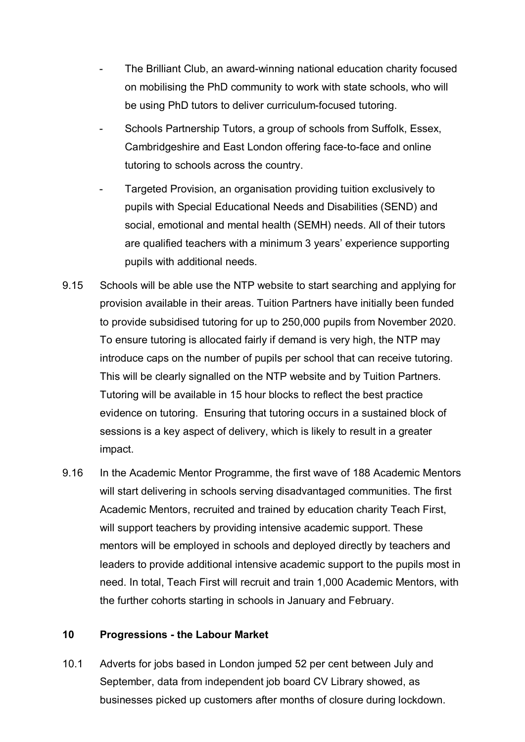- The Brilliant Club, an award-winning national education charity focused on mobilising the PhD community to work with state schools, who will be using PhD tutors to deliver curriculum-focused tutoring.
- Schools Partnership Tutors, a group of schools from Suffolk, Essex, Cambridgeshire and East London offering face-to-face and online tutoring to schools across the country.
- Targeted Provision, an organisation providing tuition exclusively to pupils with Special Educational Needs and Disabilities (SEND) and social, emotional and mental health (SEMH) needs. All of their tutors are qualified teachers with a minimum 3 years' experience supporting pupils with additional needs.

9.15 Schools will be able use the NTP website to start searching and applying for provision available in their areas. Tuition Partners have initially been funded to provide subsidised tutoring for up to 250,000 pupils from November 2020. To ensure tutoring is allocated fairly if demand is very high, the NTP may introduce caps on the number of pupils per school that can receive tutoring. This will be clearly signalled on the NTP website and by Tuition Partners. Tutoring will be available in 15 hour blocks to reflect the best practice evidence on tutoring. Ensuring that tutoring occurs in a sustained block of sessions is a key aspect of delivery, which is likely to result in a greater impact.

9.16 In the Academic Mentor Programme, the first wave of 188 Academic Mentors will start delivering in schools serving disadvantaged communities. The first Academic Mentors, recruited and trained by education charity Teach First, will support teachers by providing intensive academic support. These mentors will be employed in schools and deployed directly by teachers and leaders to provide additional intensive academic support to the pupils most in need. In total, Teach First will recruit and train 1,000 Academic Mentors, with the further cohorts starting in schools in January and February.

## 10 Progressions - the Labour Market

10.1 Adverts for jobs based in London jumped 52 per cent between July and September, data from independent job board CV Library showed, as businesses picked up customers after months of closure during lockdown.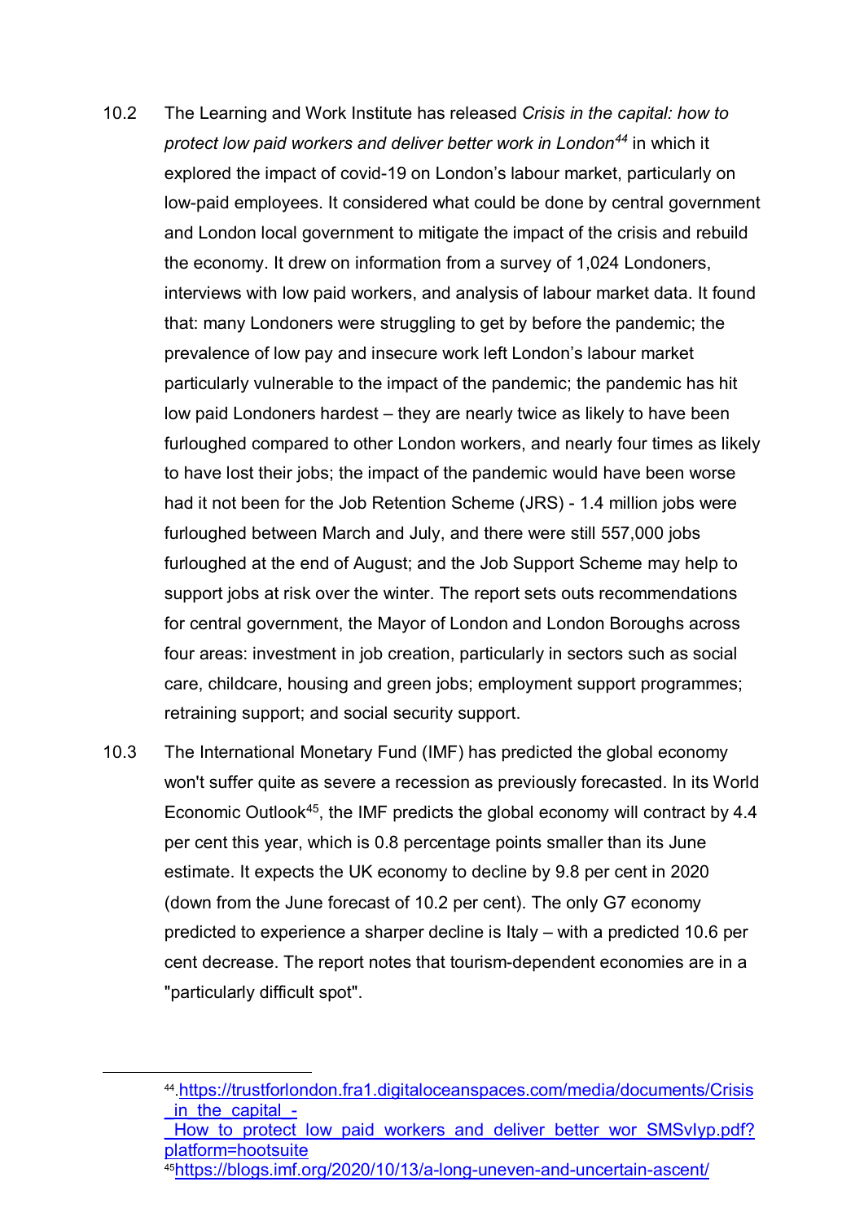10.2 The Learning and Work Institute has released *Crisis in the capital: how to protect low paid workers and deliver better work in London*[44] in which it explored the impact of covid-19 on London's labour market, particularly on low-paid employees. It considered what could be done by central government and London local government to mitigate the impact of the crisis and rebuild the economy. It drew on information from a survey of 1,024 Londoners, interviews with low paid workers, and analysis of labour market data. It found that: many Londoners were struggling to get by before the pandemic; the prevalence of low pay and insecure work left London's labour market particularly vulnerable to the impact of the pandemic; the pandemic has hit low paid Londoners hardest – they are nearly twice as likely to have been furloughed compared to other London workers, and nearly four times as likely to have lost their jobs; the impact of the pandemic would have been worse had it not been for the Job Retention Scheme (JRS) - 1.4 million jobs were furloughed between March and July, and there were still 557,000 jobs furloughed at the end of August; and the Job Support Scheme may help to support jobs at risk over the winter. The report sets outs recommendations for central government, the Mayor of London and London Boroughs across four areas: investment in job creation, particularly in sectors such as social care, childcare, housing and green jobs; employment support programmes; retraining support; and social security support.

10.3 The International Monetary Fund (IMF) has predicted the global economy won't suffer quite as severe a recession as previously forecasted. In its World Economic Outlook[45], the IMF predicts the global economy will contract by 4.4 per cent this year, which is 0.8 percentage points smaller than its June estimate. It expects the UK economy to decline by 9.8 per cent in 2020 (down from the June forecast of 10.2 per cent). The only G7 economy predicted to experience a sharper decline is Italy – with a predicted 10.6 per cent decrease. The report notes that tourism-dependent economies are in a "particularly difficult spot".

---

[44] https://trustforlondon.fra1.digitaloceanspaces.com/media/documents/Crisis_in_the_capital_-_How_to_protect_low_paid_workers_and_deliver_better_wor_SMSvIyp.pdf?platform=hootsuite

[45] https://blogs.imf.org/2020/10/13/a-long-uneven-and-uncertain-ascent/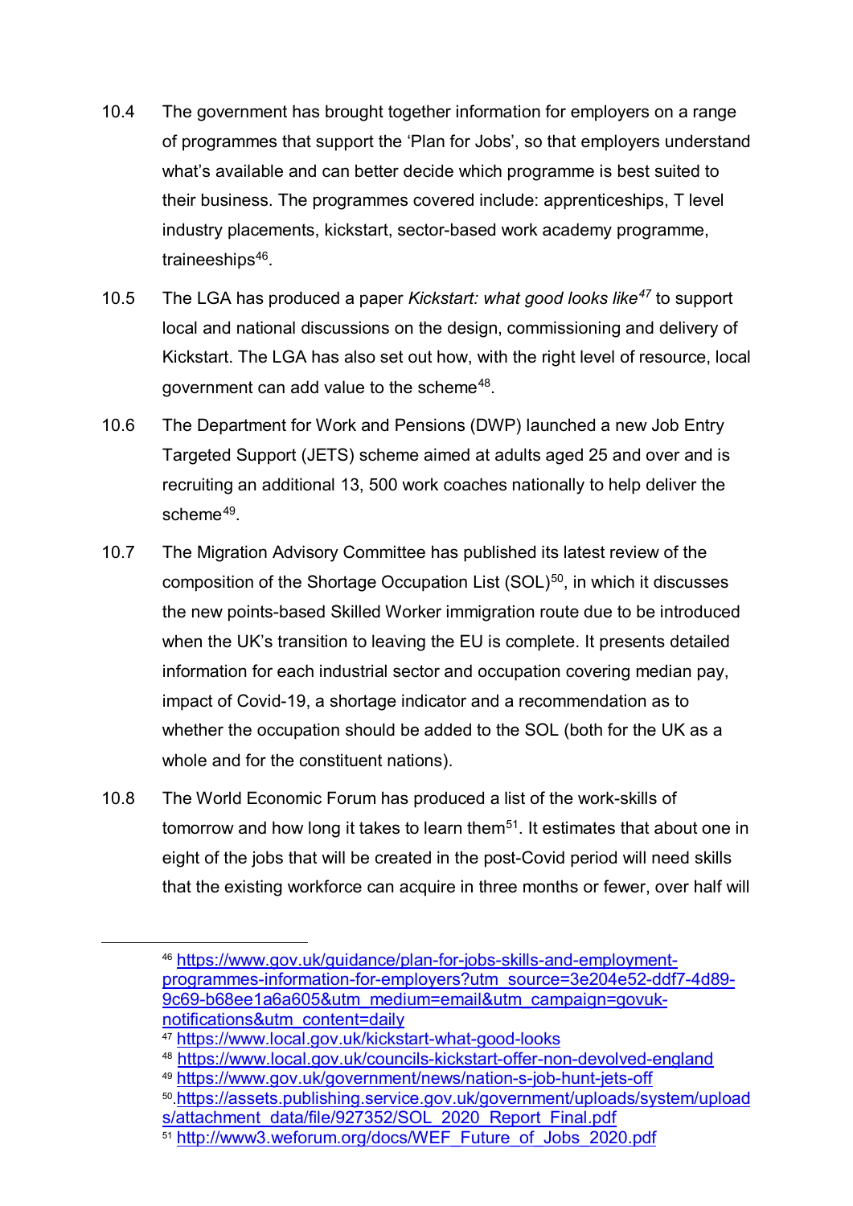10.4 The government has brought together information for employers on a range of programmes that support the 'Plan for Jobs', so that employers understand what's available and can better decide which programme is best suited to their business. The programmes covered include: apprenticeships, T level industry placements, kickstart, sector-based work academy programme, traineeships[46].

10.5 The LGA has produced a paper *Kickstart: what good looks like*[47] to support local and national discussions on the design, commissioning and delivery of Kickstart. The LGA has also set out how, with the right level of resource, local government can add value to the scheme[48].

10.6 The Department for Work and Pensions (DWP) launched a new Job Entry Targeted Support (JETS) scheme aimed at adults aged 25 and over and is recruiting an additional 13, 500 work coaches nationally to help deliver the scheme[49].

10.7 The Migration Advisory Committee has published its latest review of the composition of the Shortage Occupation List (SOL)[50], in which it discusses the new points-based Skilled Worker immigration route due to be introduced when the UK's transition to leaving the EU is complete. It presents detailed information for each industrial sector and occupation covering median pay, impact of Covid-19, a shortage indicator and a recommendation as to whether the occupation should be added to the SOL (both for the UK as a whole and for the constituent nations).

10.8 The World Economic Forum has produced a list of the work-skills of tomorrow and how long it takes to learn them[51]. It estimates that about one in eight of the jobs that will be created in the post-Covid period will need skills that the existing workforce can acquire in three months or fewer, over half will

---

[46] https://www.gov.uk/guidance/plan-for-jobs-skills-and-employment-programmes-information-for-employers?utm_source=3e204e52-ddf7-4d89-9c69-b68ee1a6a605&utm_medium=email&utm_campaign=govuk-notifications&utm_content=daily

[47] https://www.local.gov.uk/kickstart-what-good-looks

[48] https://www.local.gov.uk/councils-kickstart-offer-non-devolved-england

[49] https://www.gov.uk/government/news/nation-s-job-hunt-jets-off

[50] https://assets.publishing.service.gov.uk/government/uploads/system/uploads/attachment_data/file/927352/SOL_2020_Report_Final.pdf

[51] http://www3.weforum.org/docs/WEF_Future_of_Jobs_2020.pdf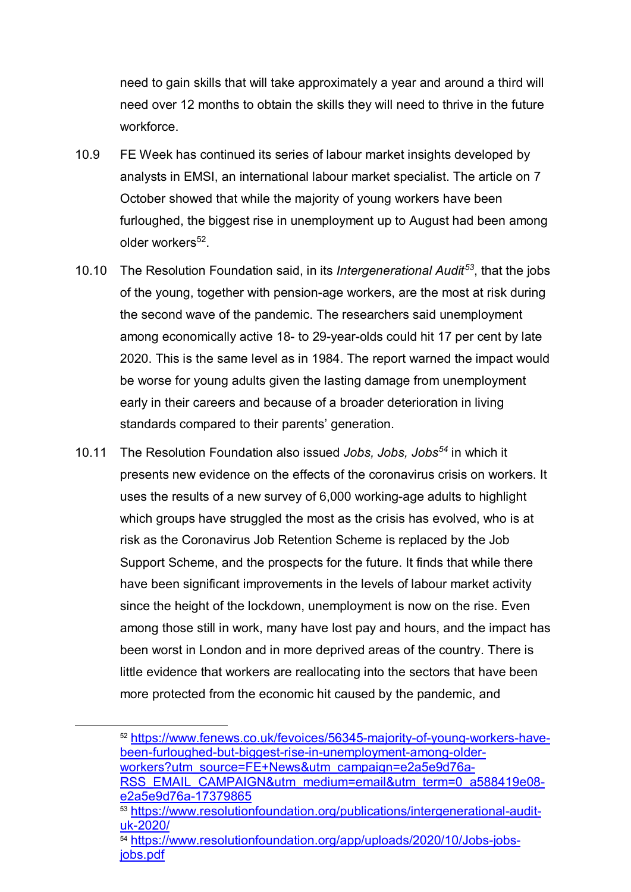need to gain skills that will take approximately a year and around a third will need over 12 months to obtain the skills they will need to thrive in the future workforce.

10.9 FE Week has continued its series of labour market insights developed by analysts in EMSI, an international labour market specialist. The article on 7 October showed that while the majority of young workers have been furloughed, the biggest rise in unemployment up to August had been among older workers[52].

10.10 The Resolution Foundation said, in its *Intergenerational Audit*[53], that the jobs of the young, together with pension-age workers, are the most at risk during the second wave of the pandemic. The researchers said unemployment among economically active 18- to 29-year-olds could hit 17 per cent by late 2020. This is the same level as in 1984. The report warned the impact would be worse for young adults given the lasting damage from unemployment early in their careers and because of a broader deterioration in living standards compared to their parents' generation.

10.11 The Resolution Foundation also issued *Jobs, Jobs, Jobs*[54] in which it presents new evidence on the effects of the coronavirus crisis on workers. It uses the results of a new survey of 6,000 working-age adults to highlight which groups have struggled the most as the crisis has evolved, who is at risk as the Coronavirus Job Retention Scheme is replaced by the Job Support Scheme, and the prospects for the future. It finds that while there have been significant improvements in the levels of labour market activity since the height of the lockdown, unemployment is now on the rise. Even among those still in work, many have lost pay and hours, and the impact has been worst in London and in more deprived areas of the country. There is little evidence that workers are reallocating into the sectors that have been more protected from the economic hit caused by the pandemic, and

---

[52] https://www.fenews.co.uk/fevoices/56345-majority-of-young-workers-have-been-furloughed-but-biggest-rise-in-unemployment-among-older-workers?utm_source=FE+News&utm_campaign=e2a5e9d76a-RSS_EMAIL_CAMPAIGN&utm_medium=email&utm_term=0_a588419e08-e2a5e9d76a-17379865

[53] https://www.resolutionfoundation.org/publications/intergenerational-audit-uk-2020/

[54] https://www.resolutionfoundation.org/app/uploads/2020/10/Jobs-jobs-jobs.pdf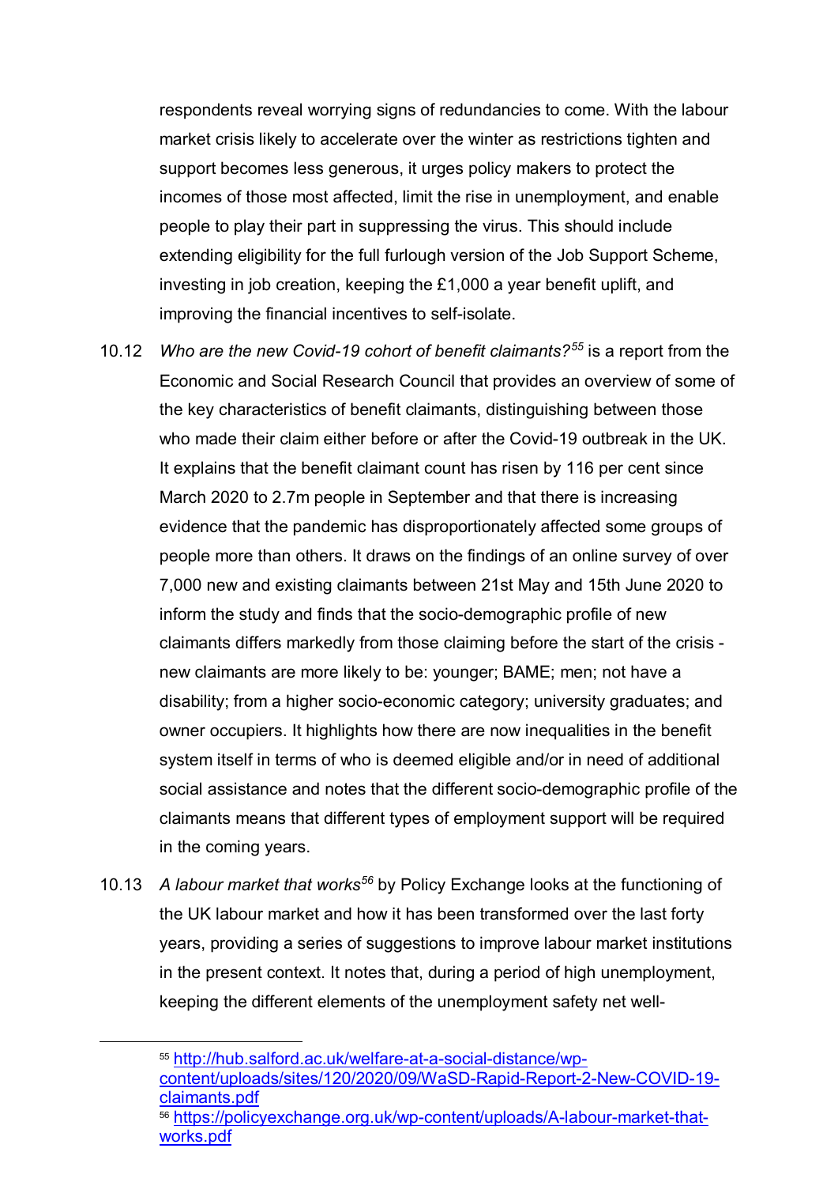respondents reveal worrying signs of redundancies to come. With the labour market crisis likely to accelerate over the winter as restrictions tighten and support becomes less generous, it urges policy makers to protect the incomes of those most affected, limit the rise in unemployment, and enable people to play their part in suppressing the virus. This should include extending eligibility for the full furlough version of the Job Support Scheme, investing in job creation, keeping the £1,000 a year benefit uplift, and improving the financial incentives to self-isolate.

10.12 *Who are the new Covid-19 cohort of benefit claimants?*[55] is a report from the Economic and Social Research Council that provides an overview of some of the key characteristics of benefit claimants, distinguishing between those who made their claim either before or after the Covid-19 outbreak in the UK. It explains that the benefit claimant count has risen by 116 per cent since March 2020 to 2.7m people in September and that there is increasing evidence that the pandemic has disproportionately affected some groups of people more than others. It draws on the findings of an online survey of over 7,000 new and existing claimants between 21st May and 15th June 2020 to inform the study and finds that the socio-demographic profile of new claimants differs markedly from those claiming before the start of the crisis - new claimants are more likely to be: younger; BAME; men; not have a disability; from a higher socio-economic category; university graduates; and owner occupiers. It highlights how there are now inequalities in the benefit system itself in terms of who is deemed eligible and/or in need of additional social assistance and notes that the different socio-demographic profile of the claimants means that different types of employment support will be required in the coming years.

10.13 *A labour market that works*[56] by Policy Exchange looks at the functioning of the UK labour market and how it has been transformed over the last forty years, providing a series of suggestions to improve labour market institutions in the present context. It notes that, during a period of high unemployment, keeping the different elements of the unemployment safety net well-

---

[55] http://hub.salford.ac.uk/welfare-at-a-social-distance/wp-content/uploads/sites/120/2020/09/WaSD-Rapid-Report-2-New-COVID-19-claimants.pdf

[56] https://policyexchange.org.uk/wp-content/uploads/A-labour-market-that-works.pdf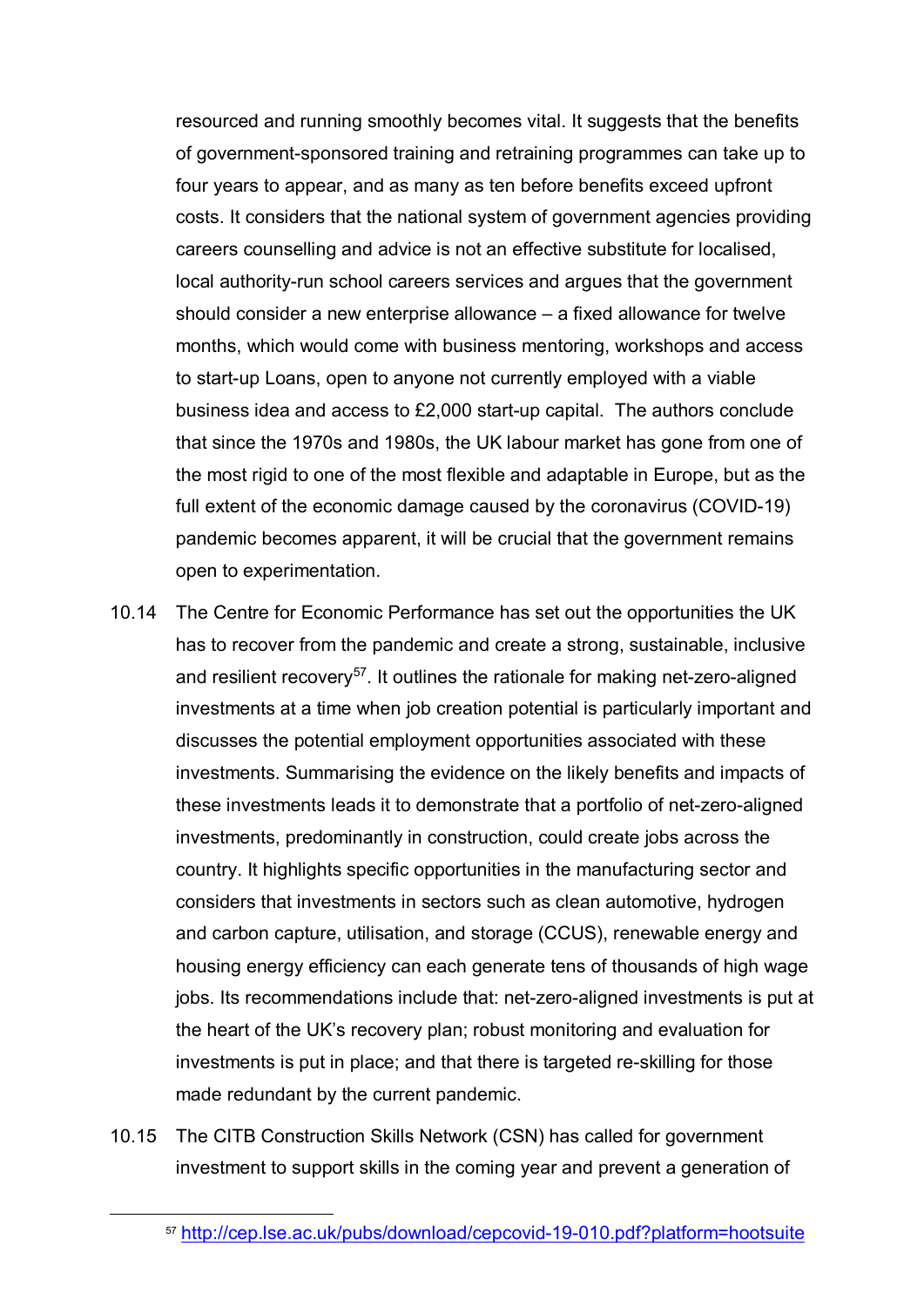resourced and running smoothly becomes vital. It suggests that the benefits of government-sponsored training and retraining programmes can take up to four years to appear, and as many as ten before benefits exceed upfront costs. It considers that the national system of government agencies providing careers counselling and advice is not an effective substitute for localised, local authority-run school careers services and argues that the government should consider a new enterprise allowance – a fixed allowance for twelve months, which would come with business mentoring, workshops and access to start-up Loans, open to anyone not currently employed with a viable business idea and access to £2,000 start-up capital. The authors conclude that since the 1970s and 1980s, the UK labour market has gone from one of the most rigid to one of the most flexible and adaptable in Europe, but as the full extent of the economic damage caused by the coronavirus (COVID-19) pandemic becomes apparent, it will be crucial that the government remains open to experimentation.

10.14 The Centre for Economic Performance has set out the opportunities the UK has to recover from the pandemic and create a strong, sustainable, inclusive and resilient recovery[57]. It outlines the rationale for making net-zero-aligned investments at a time when job creation potential is particularly important and discusses the potential employment opportunities associated with these investments. Summarising the evidence on the likely benefits and impacts of these investments leads it to demonstrate that a portfolio of net-zero-aligned investments, predominantly in construction, could create jobs across the country. It highlights specific opportunities in the manufacturing sector and considers that investments in sectors such as clean automotive, hydrogen and carbon capture, utilisation, and storage (CCUS), renewable energy and housing energy efficiency can each generate tens of thousands of high wage jobs. Its recommendations include that: net-zero-aligned investments is put at the heart of the UK's recovery plan; robust monitoring and evaluation for investments is put in place; and that there is targeted re-skilling for those made redundant by the current pandemic.

10.15 The CITB Construction Skills Network (CSN) has called for government investment to support skills in the coming year and prevent a generation of

---

[57] http://cep.lse.ac.uk/pubs/download/cepcovid-19-010.pdf?platform=hootsuite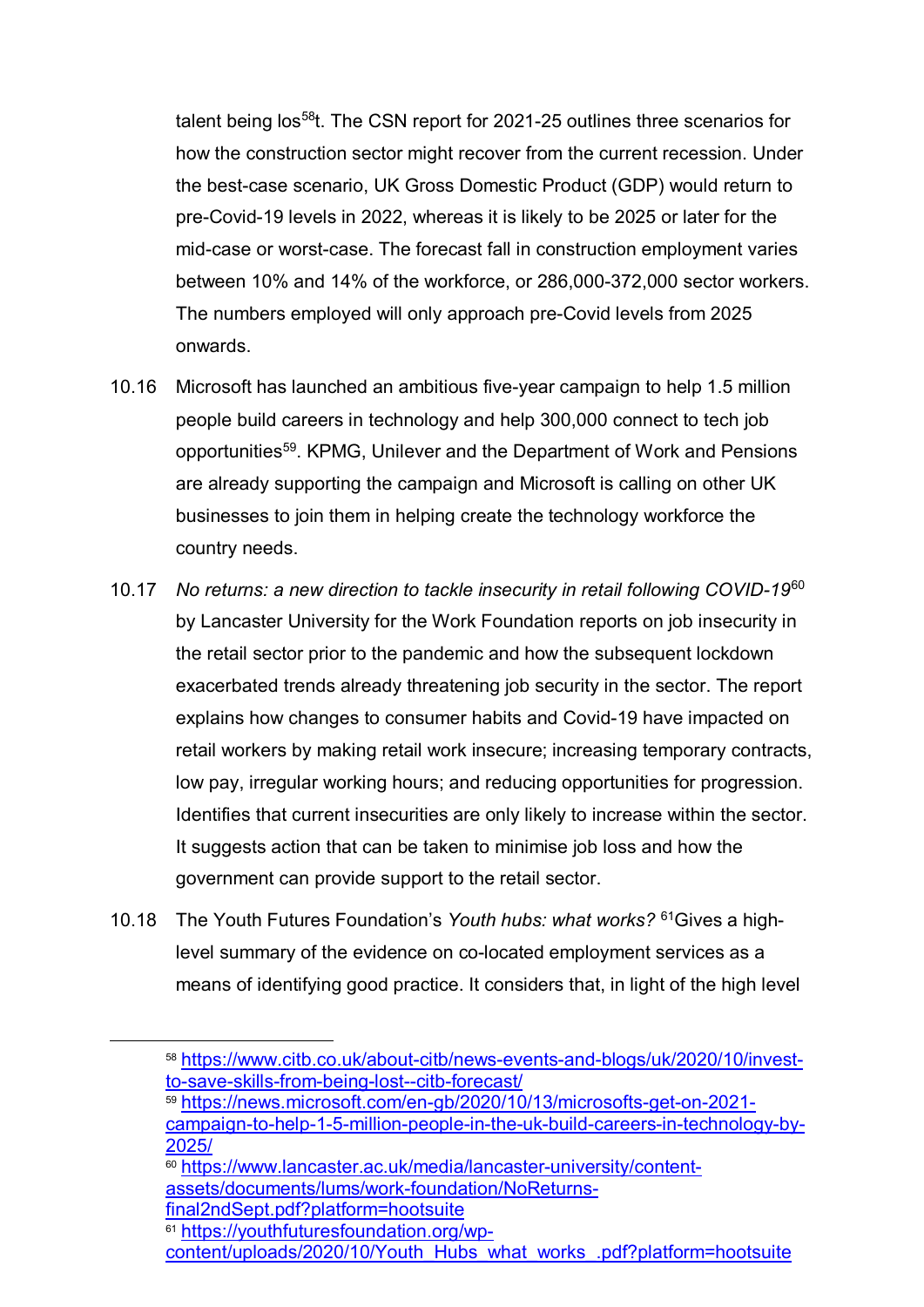talent being los[58]t. The CSN report for 2021-25 outlines three scenarios for how the construction sector might recover from the current recession. Under the best-case scenario, UK Gross Domestic Product (GDP) would return to pre-Covid-19 levels in 2022, whereas it is likely to be 2025 or later for the mid-case or worst-case. The forecast fall in construction employment varies between 10% and 14% of the workforce, or 286,000-372,000 sector workers. The numbers employed will only approach pre-Covid levels from 2025 onwards.

10.16 Microsoft has launched an ambitious five-year campaign to help 1.5 million people build careers in technology and help 300,000 connect to tech job opportunities[59]. KPMG, Unilever and the Department of Work and Pensions are already supporting the campaign and Microsoft is calling on other UK businesses to join them in helping create the technology workforce the country needs.

10.17 *No returns: a new direction to tackle insecurity in retail following COVID-19*[60] by Lancaster University for the Work Foundation reports on job insecurity in the retail sector prior to the pandemic and how the subsequent lockdown exacerbated trends already threatening job security in the sector. The report explains how changes to consumer habits and Covid-19 have impacted on retail workers by making retail work insecure; increasing temporary contracts, low pay, irregular working hours; and reducing opportunities for progression. Identifies that current insecurities are only likely to increase within the sector. It suggests action that can be taken to minimise job loss and how the government can provide support to the retail sector.

10.18 The Youth Futures Foundation's *Youth hubs: what works?* [61]Gives a high-level summary of the evidence on co-located employment services as a means of identifying good practice. It considers that, in light of the high level

---

[58] https://www.citb.co.uk/about-citb/news-events-and-blogs/uk/2020/10/invest-to-save-skills-from-being-lost--citb-forecast/

[59] https://news.microsoft.com/en-gb/2020/10/13/microsofts-get-on-2021-campaign-to-help-1-5-million-people-in-the-uk-build-careers-in-technology-by-2025/

[60] https://www.lancaster.ac.uk/media/lancaster-university/content-assets/documents/lums/work-foundation/NoReturns-final2ndSept.pdf?platform=hootsuite

[61] https://youthfuturesfoundation.org/wp-content/uploads/2020/10/Youth_Hubs_what_works_.pdf?platform=hootsuite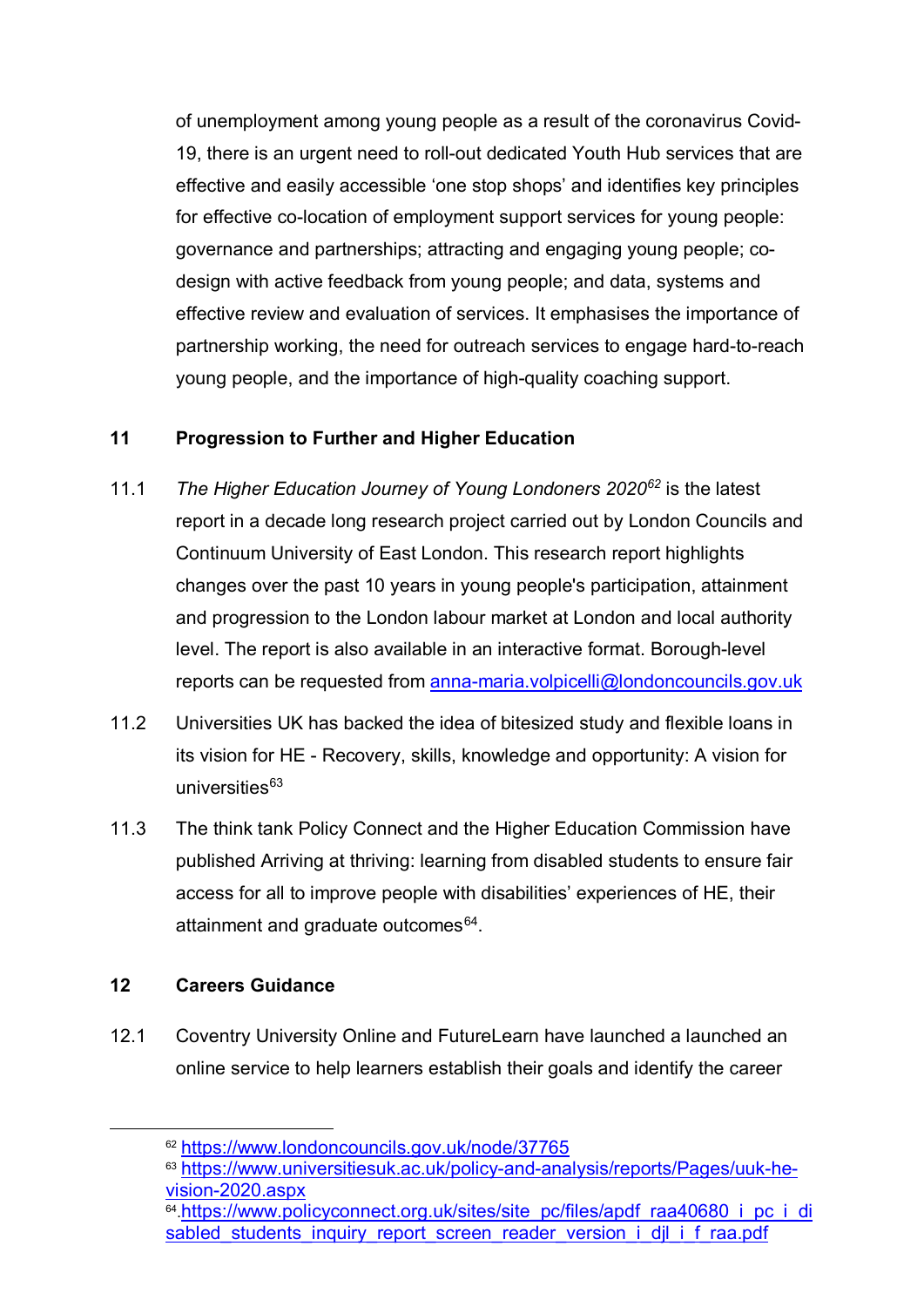of unemployment among young people as a result of the coronavirus Covid-19, there is an urgent need to roll-out dedicated Youth Hub services that are effective and easily accessible 'one stop shops' and identifies key principles for effective co-location of employment support services for young people: governance and partnerships; attracting and engaging young people; co-design with active feedback from young people; and data, systems and effective review and evaluation of services. It emphasises the importance of partnership working, the need for outreach services to engage hard-to-reach young people, and the importance of high-quality coaching support.

## 11 Progression to Further and Higher Education

11.1 *The Higher Education Journey of Young Londoners 2020*[62] is the latest report in a decade long research project carried out by London Councils and Continuum University of East London. This research report highlights changes over the past 10 years in young people's participation, attainment and progression to the London labour market at London and local authority level. The report is also available in an interactive format. Borough-level reports can be requested from anna-maria.volpicelli@londoncouncils.gov.uk

11.2 Universities UK has backed the idea of bitesized study and flexible loans in its vision for HE - Recovery, skills, knowledge and opportunity: A vision for universities[63]

11.3 The think tank Policy Connect and the Higher Education Commission have published Arriving at thriving: learning from disabled students to ensure fair access for all to improve people with disabilities' experiences of HE, their attainment and graduate outcomes[64].

## 12 Careers Guidance

12.1 Coventry University Online and FutureLearn have launched a launched an online service to help learners establish their goals and identify the career

---

[62] https://www.londoncouncils.gov.uk/node/37765

[63] https://www.universitiesuk.ac.uk/policy-and-analysis/reports/Pages/uuk-he-vision-2020.aspx

[64] https://www.policyconnect.org.uk/sites/site_pc/files/apdf_raa40680_i_pc_i_disabled_students_inquiry_report_screen_reader_version_i_djl_i_f_raa.pdf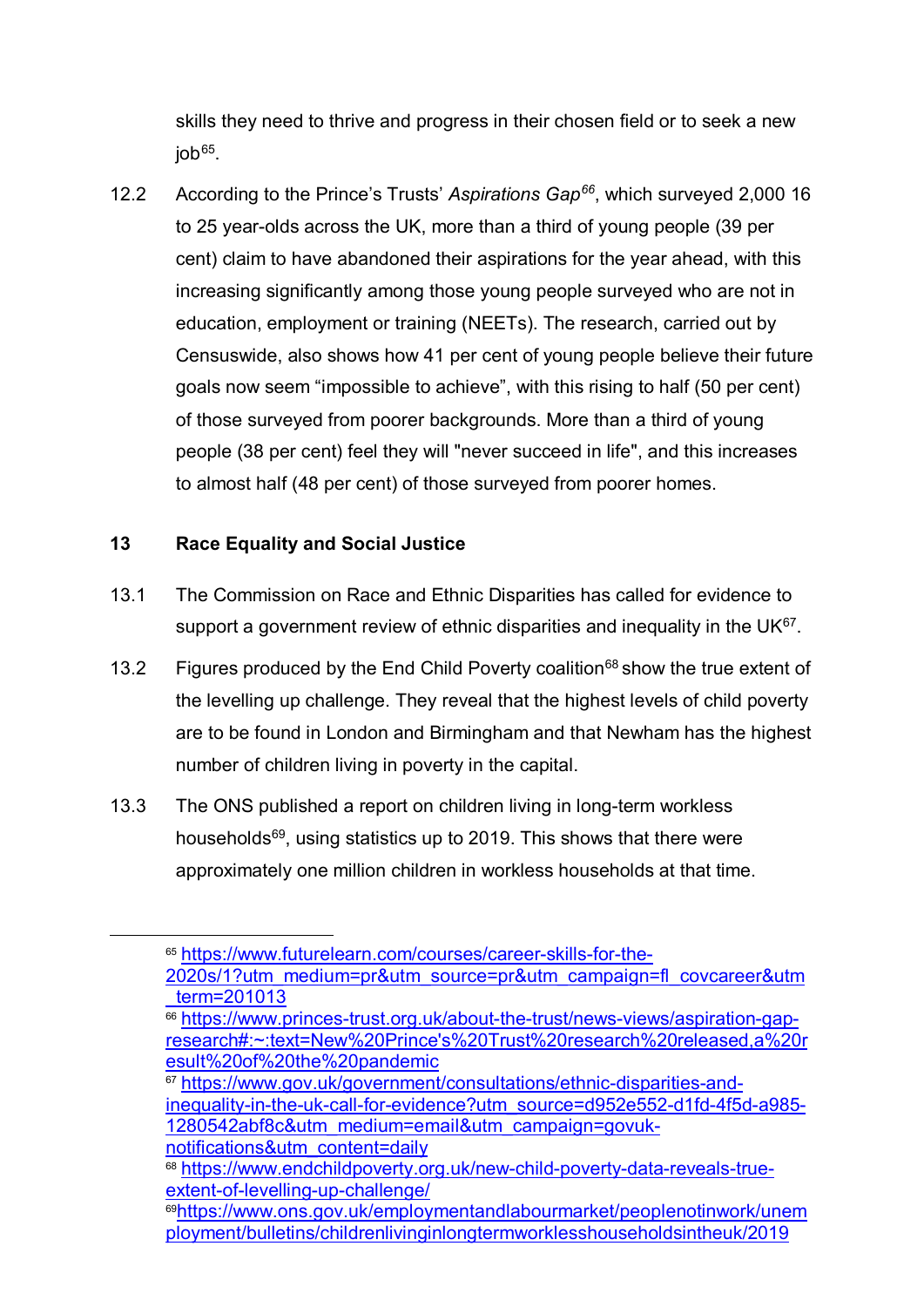skills they need to thrive and progress in their chosen field or to seek a new job[65].

12.2 According to the Prince's Trusts' *Aspirations Gap*[66], which surveyed 2,000 16 to 25 year-olds across the UK, more than a third of young people (39 per cent) claim to have abandoned their aspirations for the year ahead, with this increasing significantly among those young people surveyed who are not in education, employment or training (NEETs). The research, carried out by Censuswide, also shows how 41 per cent of young people believe their future goals now seem "impossible to achieve", with this rising to half (50 per cent) of those surveyed from poorer backgrounds. More than a third of young people (38 per cent) feel they will "never succeed in life", and this increases to almost half (48 per cent) of those surveyed from poorer homes.

## 13 Race Equality and Social Justice

13.1 The Commission on Race and Ethnic Disparities has called for evidence to support a government review of ethnic disparities and inequality in the UK[67].

13.2 Figures produced by the End Child Poverty coalition[68] show the true extent of the levelling up challenge. They reveal that the highest levels of child poverty are to be found in London and Birmingham and that Newham has the highest number of children living in poverty in the capital.

13.3 The ONS published a report on children living in long-term workless households[69], using statistics up to 2019. This shows that there were approximately one million children in workless households at that time.

---

[65] https://www.futurelearn.com/courses/career-skills-for-the-2020s/1?utm_medium=pr&utm_source=pr&utm_campaign=fl_covcareer&utm_term=201013

[66] https://www.princes-trust.org.uk/about-the-trust/news-views/aspiration-gap-research#:~:text=New%20Prince's%20Trust%20research%20released,a%20result%20of%20the%20pandemic

[67] https://www.gov.uk/government/consultations/ethnic-disparities-and-inequality-in-the-uk-call-for-evidence?utm_source=d952e552-d1fd-4f5d-a985-1280542abf8c&utm_medium=email&utm_campaign=govuk-notifications&utm_content=daily

[68] https://www.endchildpoverty.org.uk/new-child-poverty-data-reveals-true-extent-of-levelling-up-challenge/

[69] https://www.ons.gov.uk/employmentandlabourmarket/peoplenotinwork/unemployment/bulletins/childrenlivinginlongtermworklesshouseholdsintheuk/2019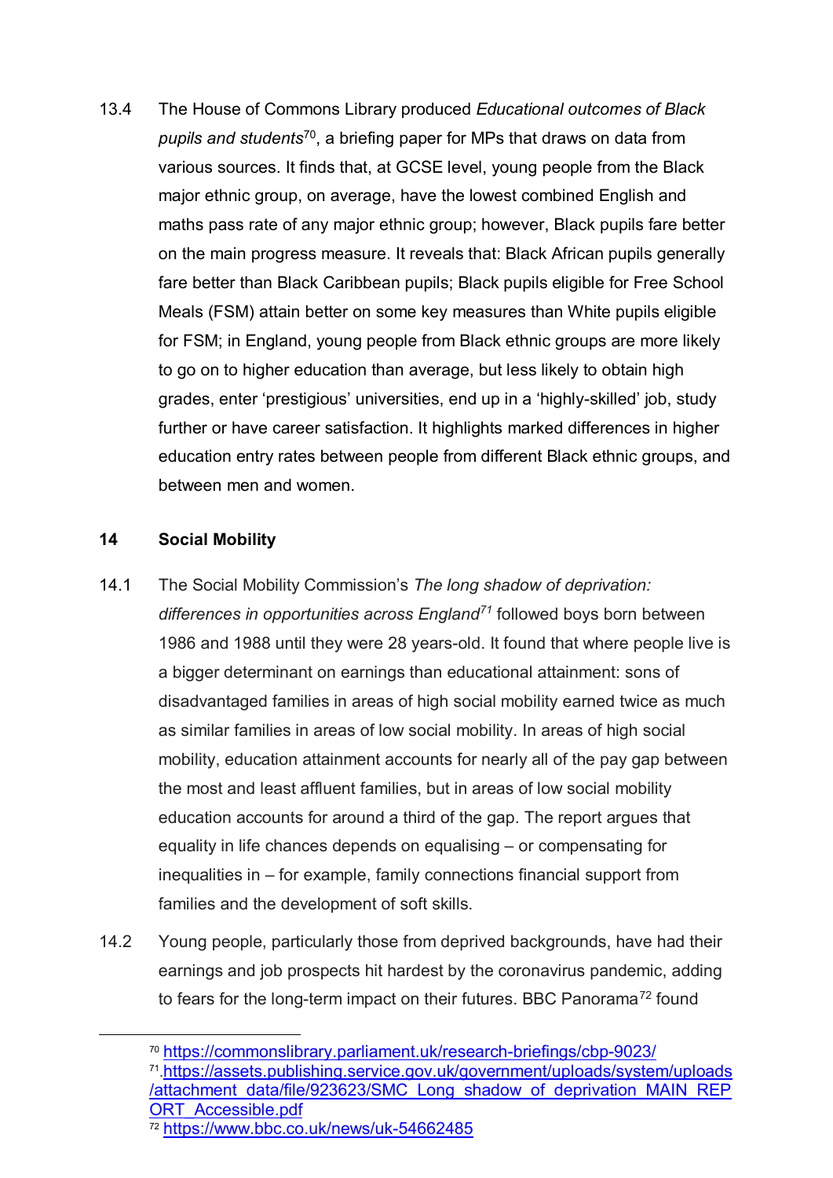13.4 The House of Commons Library produced *Educational outcomes of Black pupils and students*[70], a briefing paper for MPs that draws on data from various sources. It finds that, at GCSE level, young people from the Black major ethnic group, on average, have the lowest combined English and maths pass rate of any major ethnic group; however, Black pupils fare better on the main progress measure. It reveals that: Black African pupils generally fare better than Black Caribbean pupils; Black pupils eligible for Free School Meals (FSM) attain better on some key measures than White pupils eligible for FSM; in England, young people from Black ethnic groups are more likely to go on to higher education than average, but less likely to obtain high grades, enter 'prestigious' universities, end up in a 'highly-skilled' job, study further or have career satisfaction. It highlights marked differences in higher education entry rates between people from different Black ethnic groups, and between men and women.

## 14 Social Mobility

14.1 The Social Mobility Commission's *The long shadow of deprivation: differences in opportunities across England*[71] followed boys born between 1986 and 1988 until they were 28 years-old. It found that where people live is a bigger determinant on earnings than educational attainment: sons of disadvantaged families in areas of high social mobility earned twice as much as similar families in areas of low social mobility. In areas of high social mobility, education attainment accounts for nearly all of the pay gap between the most and least affluent families, but in areas of low social mobility education accounts for around a third of the gap. The report argues that equality in life chances depends on equalising – or compensating for inequalities in – for example, family connections financial support from families and the development of soft skills.

14.2 Young people, particularly those from deprived backgrounds, have had their earnings and job prospects hit hardest by the coronavirus pandemic, adding to fears for the long-term impact on their futures. BBC Panorama[72] found

---

[70] https://commonslibrary.parliament.uk/research-briefings/cbp-9023/

[71] https://assets.publishing.service.gov.uk/government/uploads/system/uploads/attachment_data/file/923623/SMC_Long_shadow_of_deprivation_MAIN_REPORT_Accessible.pdf

[72] https://www.bbc.co.uk/news/uk-54662485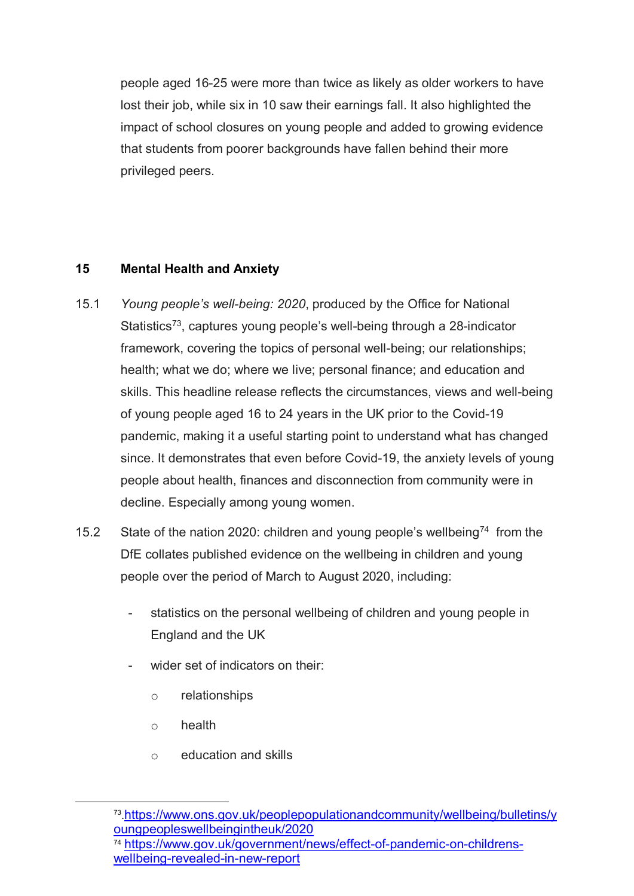people aged 16-25 were more than twice as likely as older workers to have lost their job, while six in 10 saw their earnings fall. It also highlighted the impact of school closures on young people and added to growing evidence that students from poorer backgrounds have fallen behind their more privileged peers.

## 15 Mental Health and Anxiety

15.1 *Young people's well-being: 2020*, produced by the Office for National Statistics[73], captures young people's well-being through a 28-indicator framework, covering the topics of personal well-being; our relationships; health; what we do; where we live; personal finance; and education and skills. This headline release reflects the circumstances, views and well-being of young people aged 16 to 24 years in the UK prior to the Covid-19 pandemic, making it a useful starting point to understand what has changed since. It demonstrates that even before Covid-19, the anxiety levels of young people about health, finances and disconnection from community were in decline. Especially among young women.

15.2 State of the nation 2020: children and young people's wellbeing[74] from the DfE collates published evidence on the wellbeing in children and young people over the period of March to August 2020, including:

- statistics on the personal wellbeing of children and young people in England and the UK
- wider set of indicators on their:
  - relationships
  - health
  - education and skills

[73] https://www.ons.gov.uk/peoplepopulationandcommunity/wellbeing/bulletins/youngpeopleswellbeingintheuk/2020

[74] https://www.gov.uk/government/news/effect-of-pandemic-on-childrens-wellbeing-revealed-in-new-report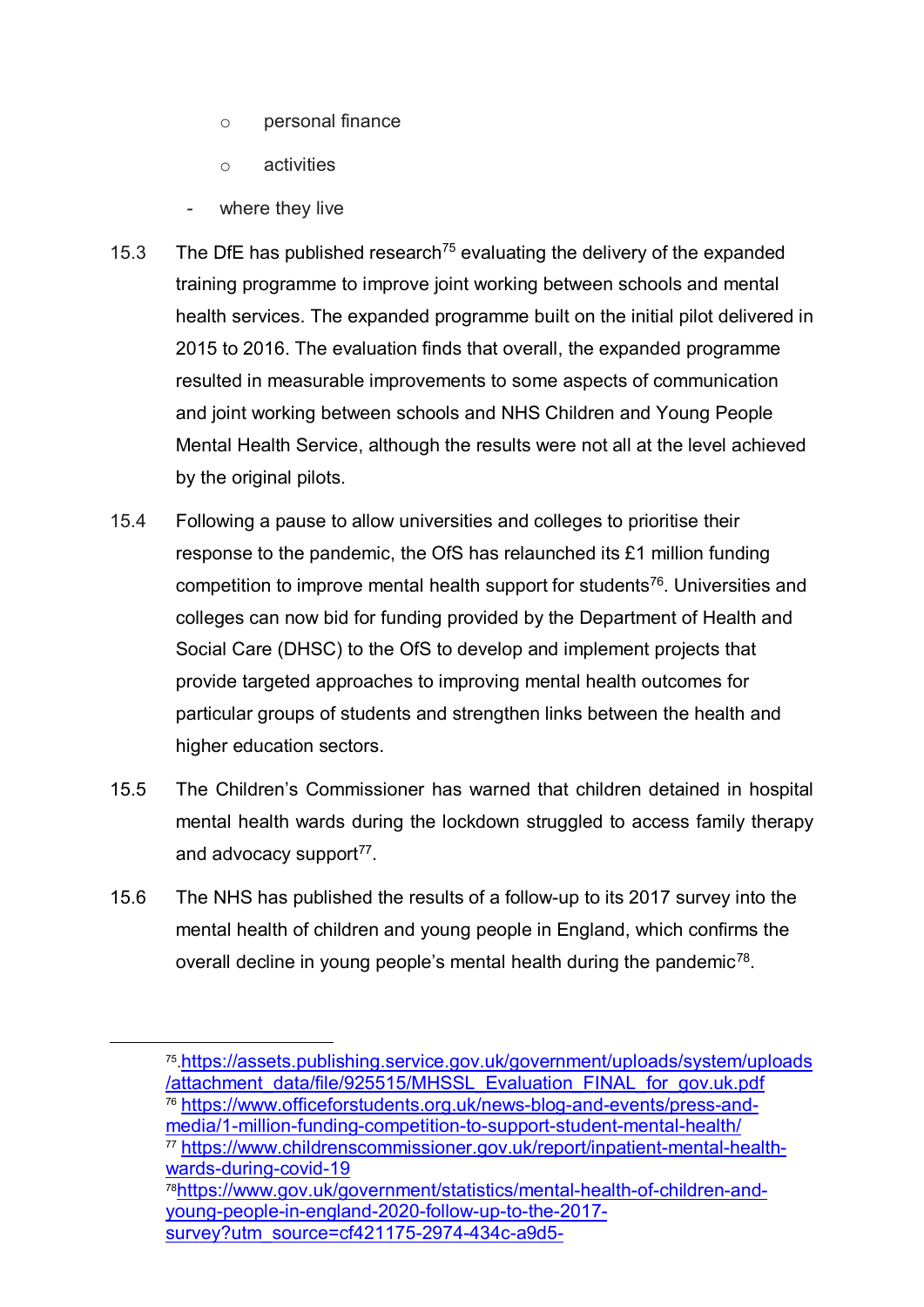- personal finance
    - activities
- where they live

15.3 The DfE has published research[75] evaluating the delivery of the expanded training programme to improve joint working between schools and mental health services. The expanded programme built on the initial pilot delivered in 2015 to 2016. The evaluation finds that overall, the expanded programme resulted in measurable improvements to some aspects of communication and joint working between schools and NHS Children and Young People Mental Health Service, although the results were not all at the level achieved by the original pilots.

15.4 Following a pause to allow universities and colleges to prioritise their response to the pandemic, the OfS has relaunched its £1 million funding competition to improve mental health support for students[76]. Universities and colleges can now bid for funding provided by the Department of Health and Social Care (DHSC) to the OfS to develop and implement projects that provide targeted approaches to improving mental health outcomes for particular groups of students and strengthen links between the health and higher education sectors.

15.5 The Children's Commissioner has warned that children detained in hospital mental health wards during the lockdown struggled to access family therapy and advocacy support[77].

15.6 The NHS has published the results of a follow-up to its 2017 survey into the mental health of children and young people in England, which confirms the overall decline in young people's mental health during the pandemic[78].

---

[75] https://assets.publishing.service.gov.uk/government/uploads/system/uploads/attachment_data/file/925515/MHSSL_Evaluation_FINAL_for_gov.uk.pdf

[76] https://www.officeforstudents.org.uk/news-blog-and-events/press-and-media/1-million-funding-competition-to-support-student-mental-health/

[77] https://www.childrenscommissioner.gov.uk/report/inpatient-mental-health-wards-during-covid-19

[78] https://www.gov.uk/government/statistics/mental-health-of-children-and-young-people-in-england-2020-follow-up-to-the-2017-survey?utm_source=cf421175-2974-434c-a9d5-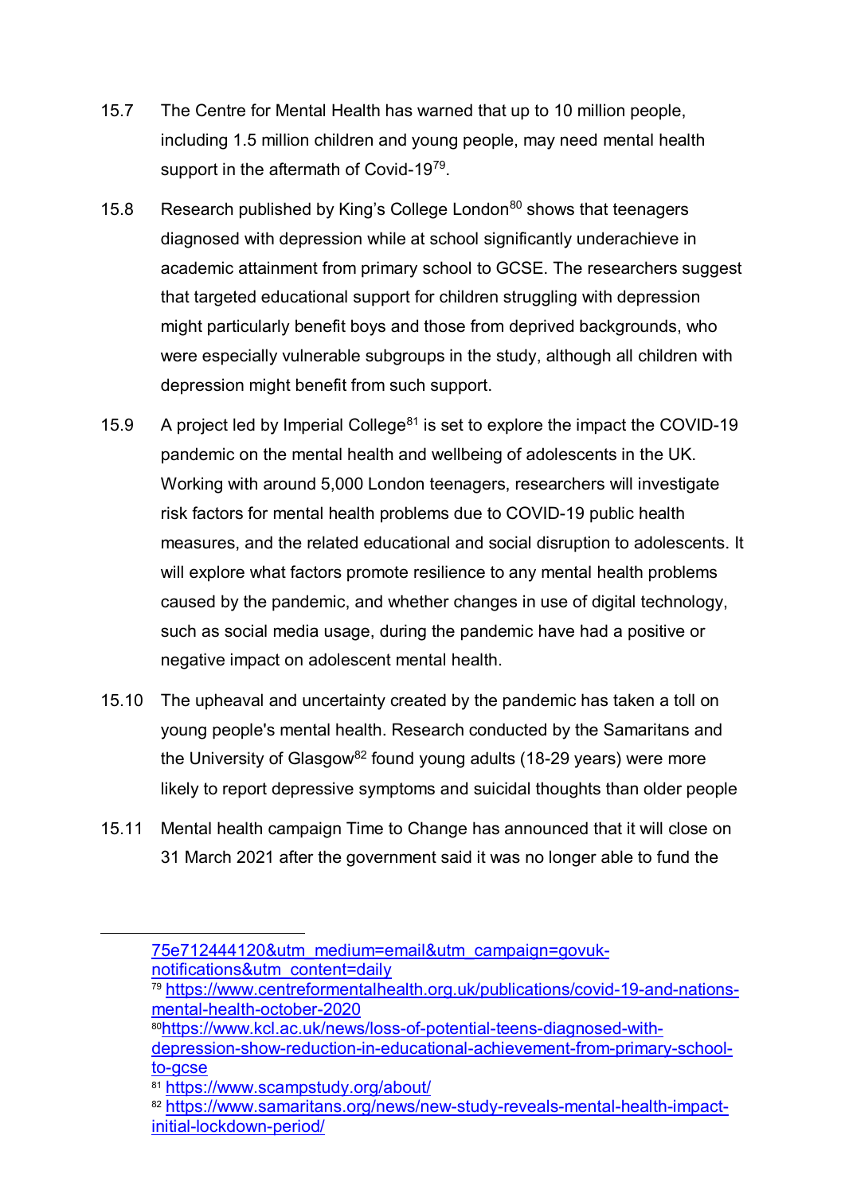15.7 The Centre for Mental Health has warned that up to 10 million people, including 1.5 million children and young people, may need mental health support in the aftermath of Covid-19[79].

15.8 Research published by King's College London[80] shows that teenagers diagnosed with depression while at school significantly underachieve in academic attainment from primary school to GCSE. The researchers suggest that targeted educational support for children struggling with depression might particularly benefit boys and those from deprived backgrounds, who were especially vulnerable subgroups in the study, although all children with depression might benefit from such support.

15.9 A project led by Imperial College[81] is set to explore the impact the COVID-19 pandemic on the mental health and wellbeing of adolescents in the UK. Working with around 5,000 London teenagers, researchers will investigate risk factors for mental health problems due to COVID-19 public health measures, and the related educational and social disruption to adolescents. It will explore what factors promote resilience to any mental health problems caused by the pandemic, and whether changes in use of digital technology, such as social media usage, during the pandemic have had a positive or negative impact on adolescent mental health.

15.10 The upheaval and uncertainty created by the pandemic has taken a toll on young people's mental health. Research conducted by the Samaritans and the University of Glasgow[82] found young adults (18-29 years) were more likely to report depressive symptoms and suicidal thoughts than older people

15.11 Mental health campaign Time to Change has announced that it will close on 31 March 2021 after the government said it was no longer able to fund the

---

75e712444120&utm_medium=email&utm_campaign=govuk-notifications&utm_content=daily

[79] https://www.centreformentalhealth.org.uk/publications/covid-19-and-nations-mental-health-october-2020

[80] https://www.kcl.ac.uk/news/loss-of-potential-teens-diagnosed-with-depression-show-reduction-in-educational-achievement-from-primary-school-to-gcse

[81] https://www.scampstudy.org/about/

[82] https://www.samaritans.org/news/new-study-reveals-mental-health-impact-initial-lockdown-period/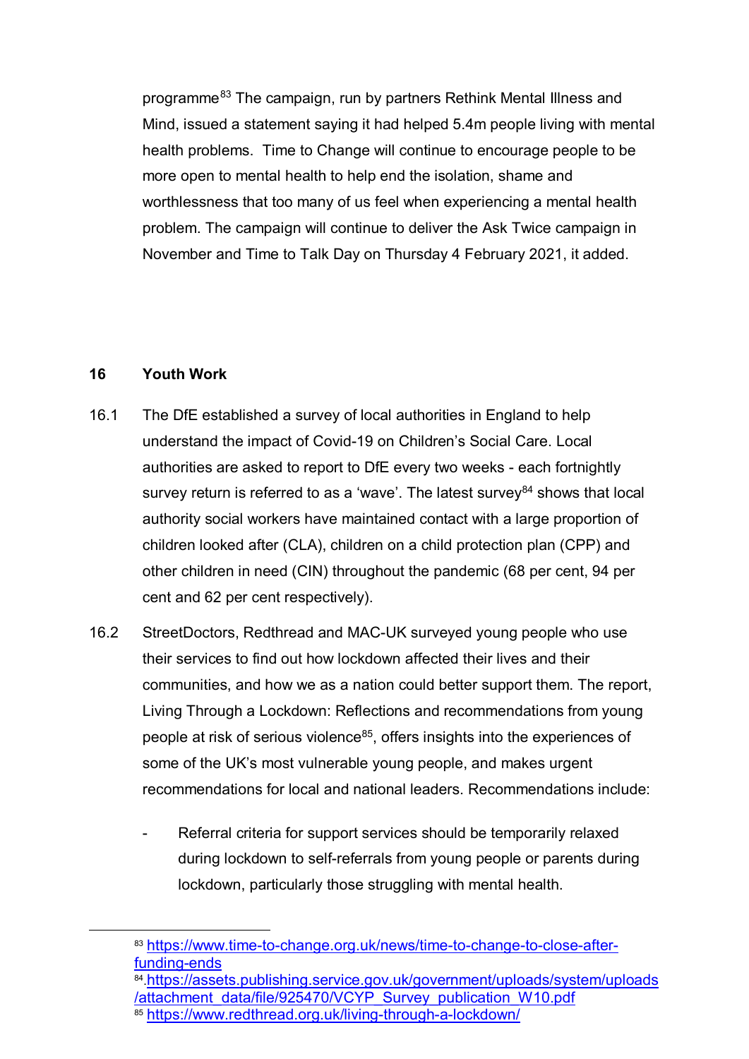programme[83] The campaign, run by partners Rethink Mental Illness and Mind, issued a statement saying it had helped 5.4m people living with mental health problems. Time to Change will continue to encourage people to be more open to mental health to help end the isolation, shame and worthlessness that too many of us feel when experiencing a mental health problem. The campaign will continue to deliver the Ask Twice campaign in November and Time to Talk Day on Thursday 4 February 2021, it added.

## 16 Youth Work

16.1 The DfE established a survey of local authorities in England to help understand the impact of Covid-19 on Children's Social Care. Local authorities are asked to report to DfE every two weeks - each fortnightly survey return is referred to as a 'wave'. The latest survey[84] shows that local authority social workers have maintained contact with a large proportion of children looked after (CLA), children on a child protection plan (CPP) and other children in need (CIN) throughout the pandemic (68 per cent, 94 per cent and 62 per cent respectively).

16.2 StreetDoctors, Redthread and MAC-UK surveyed young people who use their services to find out how lockdown affected their lives and their communities, and how we as a nation could better support them. The report, Living Through a Lockdown: Reflections and recommendations from young people at risk of serious violence[85], offers insights into the experiences of some of the UK's most vulnerable young people, and makes urgent recommendations for local and national leaders. Recommendations include:

- Referral criteria for support services should be temporarily relaxed during lockdown to self-referrals from young people or parents during lockdown, particularly those struggling with mental health.

---

[83] https://www.time-to-change.org.uk/news/time-to-change-to-close-after-funding-ends

[84] https://assets.publishing.service.gov.uk/government/uploads/system/uploads/attachment_data/file/925470/VCYP_Survey_publication_W10.pdf

[85] https://www.redthread.org.uk/living-through-a-lockdown/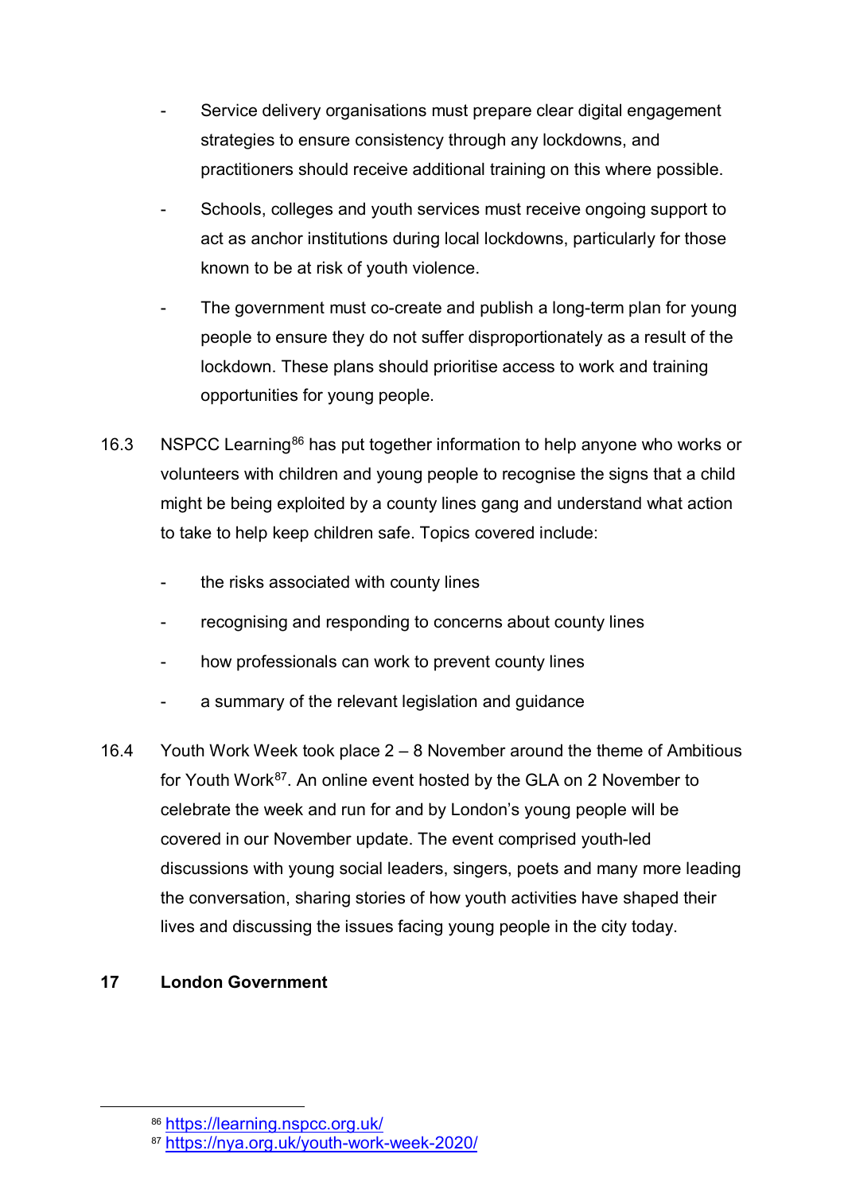- Service delivery organisations must prepare clear digital engagement strategies to ensure consistency through any lockdowns, and practitioners should receive additional training on this where possible.
- Schools, colleges and youth services must receive ongoing support to act as anchor institutions during local lockdowns, particularly for those known to be at risk of youth violence.
- The government must co-create and publish a long-term plan for young people to ensure they do not suffer disproportionately as a result of the lockdown. These plans should prioritise access to work and training opportunities for young people.

16.3 NSPCC Learning[86] has put together information to help anyone who works or volunteers with children and young people to recognise the signs that a child might be being exploited by a county lines gang and understand what action to take to help keep children safe. Topics covered include:

- the risks associated with county lines
- recognising and responding to concerns about county lines
- how professionals can work to prevent county lines
- a summary of the relevant legislation and guidance

16.4 Youth Work Week took place 2 – 8 November around the theme of Ambitious for Youth Work[87]. An online event hosted by the GLA on 2 November to celebrate the week and run for and by London's young people will be covered in our November update. The event comprised youth-led discussions with young social leaders, singers, poets and many more leading the conversation, sharing stories of how youth activities have shaped their lives and discussing the issues facing young people in the city today.

## 17 London Government

[86] https://learning.nspcc.org.uk/
[87] https://nya.org.uk/youth-work-week-2020/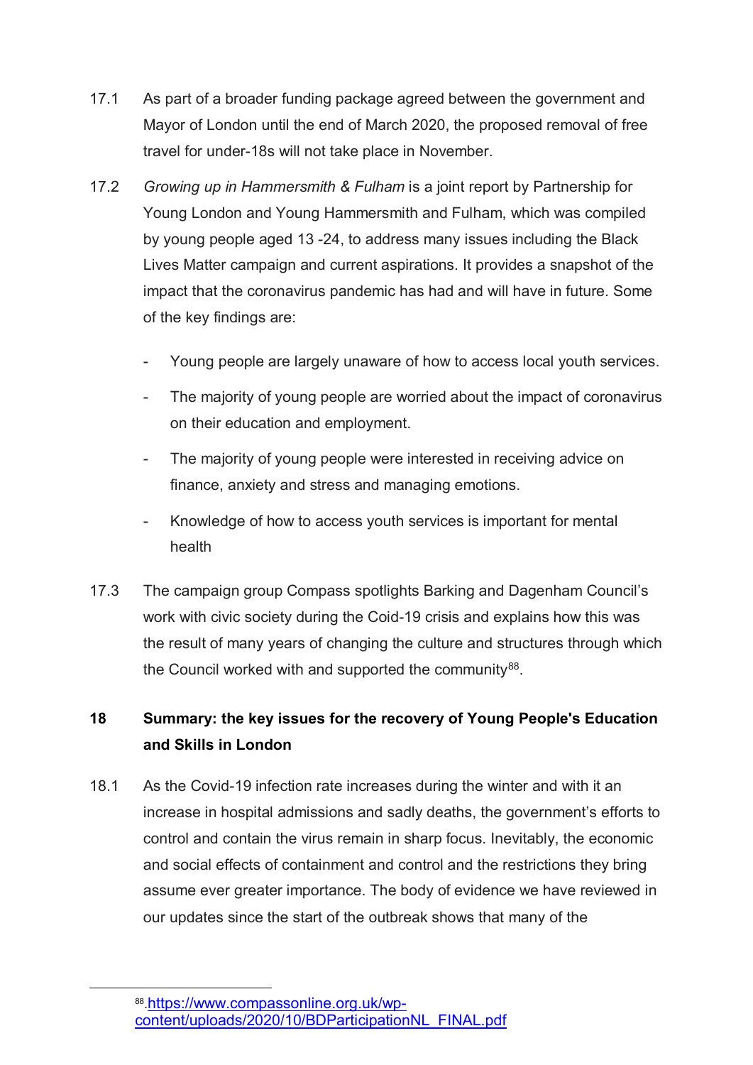17.1 As part of a broader funding package agreed between the government and Mayor of London until the end of March 2020, the proposed removal of free travel for under-18s will not take place in November.

17.2 *Growing up in Hammersmith & Fulham* is a joint report by Partnership for Young London and Young Hammersmith and Fulham, which was compiled by young people aged 13 -24, to address many issues including the Black Lives Matter campaign and current aspirations. It provides a snapshot of the impact that the coronavirus pandemic has had and will have in future. Some of the key findings are:

- Young people are largely unaware of how to access local youth services.
- The majority of young people are worried about the impact of coronavirus on their education and employment.
- The majority of young people were interested in receiving advice on finance, anxiety and stress and managing emotions.
- Knowledge of how to access youth services is important for mental health

17.3 The campaign group Compass spotlights Barking and Dagenham Council's work with civic society during the Coid-19 crisis and explains how this was the result of many years of changing the culture and structures through which the Council worked with and supported the community[88].

## 18 Summary: the key issues for the recovery of Young People's Education and Skills in London

18.1 As the Covid-19 infection rate increases during the winter and with it an increase in hospital admissions and sadly deaths, the government's efforts to control and contain the virus remain in sharp focus. Inevitably, the economic and social effects of containment and control and the restrictions they bring assume ever greater importance. The body of evidence we have reviewed in our updates since the start of the outbreak shows that many of the

---

[88] .https://www.compassonline.org.uk/wp-content/uploads/2020/10/BDParticipationNL_FINAL.pdf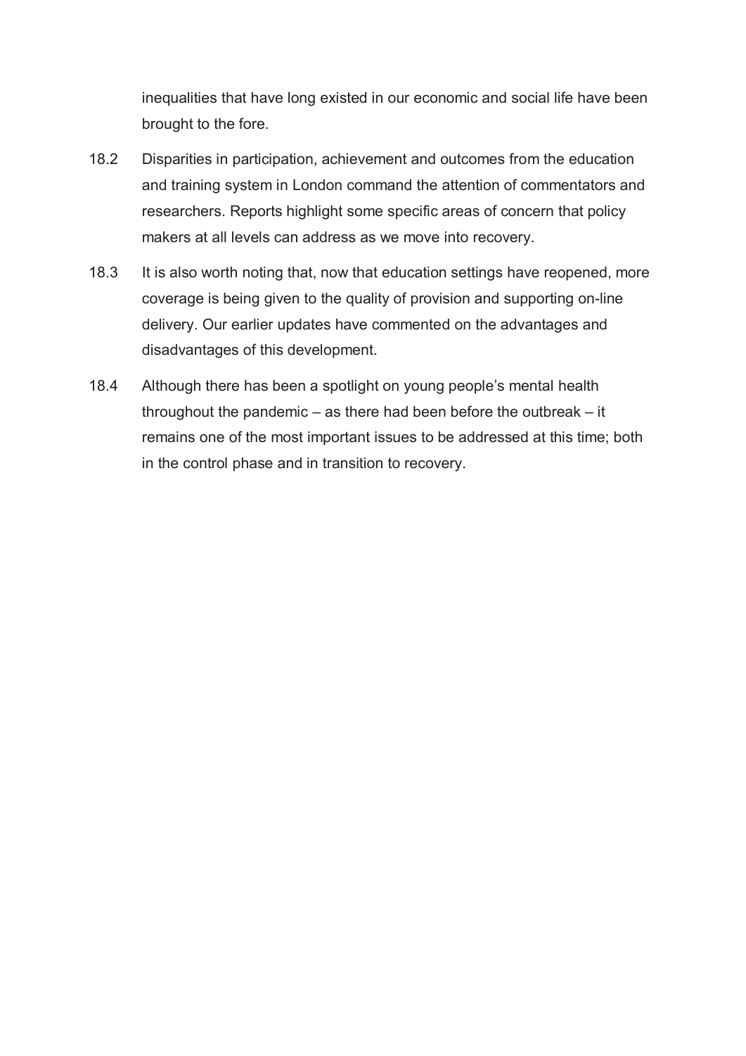inequalities that have long existed in our economic and social life have been brought to the fore.

18.2 Disparities in participation, achievement and outcomes from the education and training system in London command the attention of commentators and researchers. Reports highlight some specific areas of concern that policy makers at all levels can address as we move into recovery.

18.3 It is also worth noting that, now that education settings have reopened, more coverage is being given to the quality of provision and supporting on-line delivery. Our earlier updates have commented on the advantages and disadvantages of this development.

18.4 Although there has been a spotlight on young people's mental health throughout the pandemic – as there had been before the outbreak – it remains one of the most important issues to be addressed at this time; both in the control phase and in transition to recovery.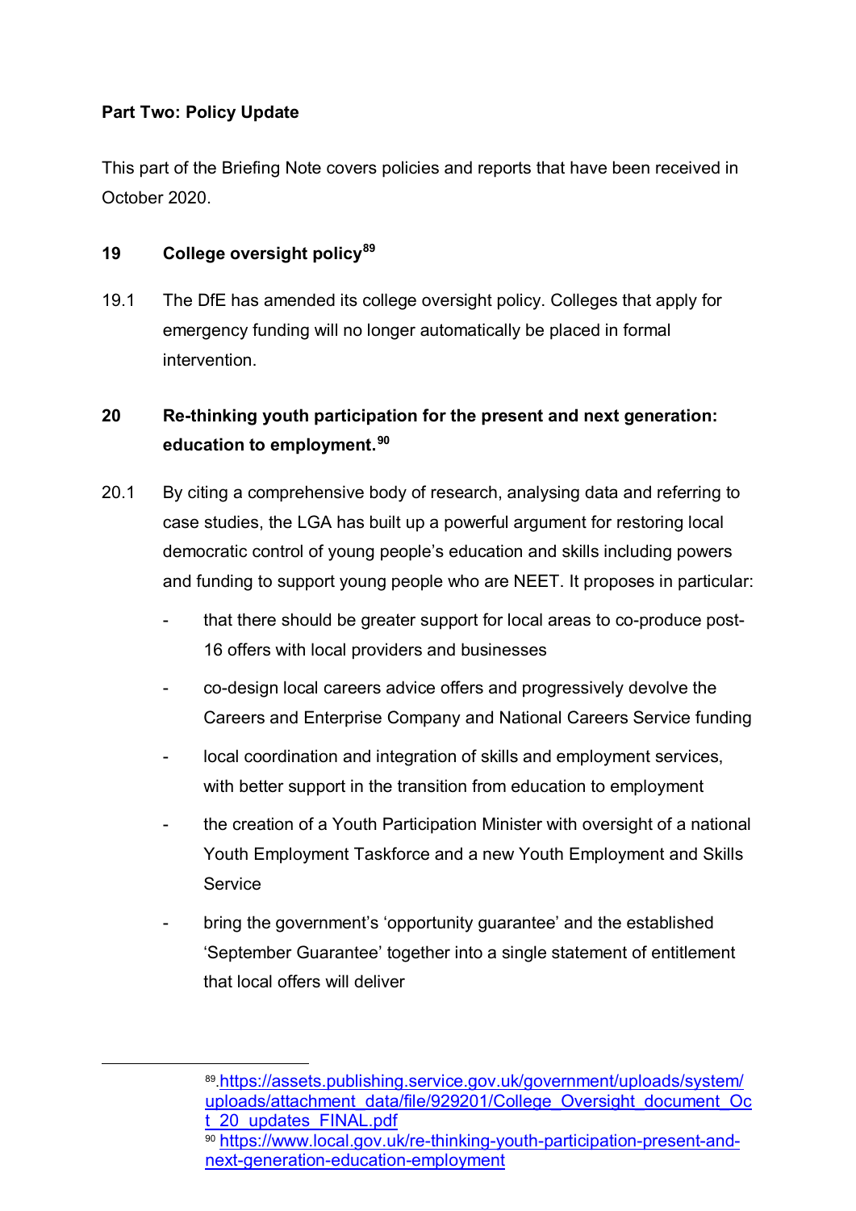**Part Two: Policy Update**

This part of the Briefing Note covers policies and reports that have been received in October 2020.

## 19 College oversight policy[89]

19.1 The DfE has amended its college oversight policy. Colleges that apply for emergency funding will no longer automatically be placed in formal intervention.

## 20 Re-thinking youth participation for the present and next generation: education to employment.[90]

20.1 By citing a comprehensive body of research, analysing data and referring to case studies, the LGA has built up a powerful argument for restoring local democratic control of young people's education and skills including powers and funding to support young people who are NEET. It proposes in particular:

- that there should be greater support for local areas to co-produce post-16 offers with local providers and businesses
- co-design local careers advice offers and progressively devolve the Careers and Enterprise Company and National Careers Service funding
- local coordination and integration of skills and employment services, with better support in the transition from education to employment
- the creation of a Youth Participation Minister with oversight of a national Youth Employment Taskforce and a new Youth Employment and Skills Service
- bring the government's 'opportunity guarantee' and the established 'September Guarantee' together into a single statement of entitlement that local offers will deliver

---

[89] https://assets.publishing.service.gov.uk/government/uploads/system/uploads/attachment_data/file/929201/College_Oversight_document_Oct_20_updates_FINAL.pdf

[90] https://www.local.gov.uk/re-thinking-youth-participation-present-and-next-generation-education-employment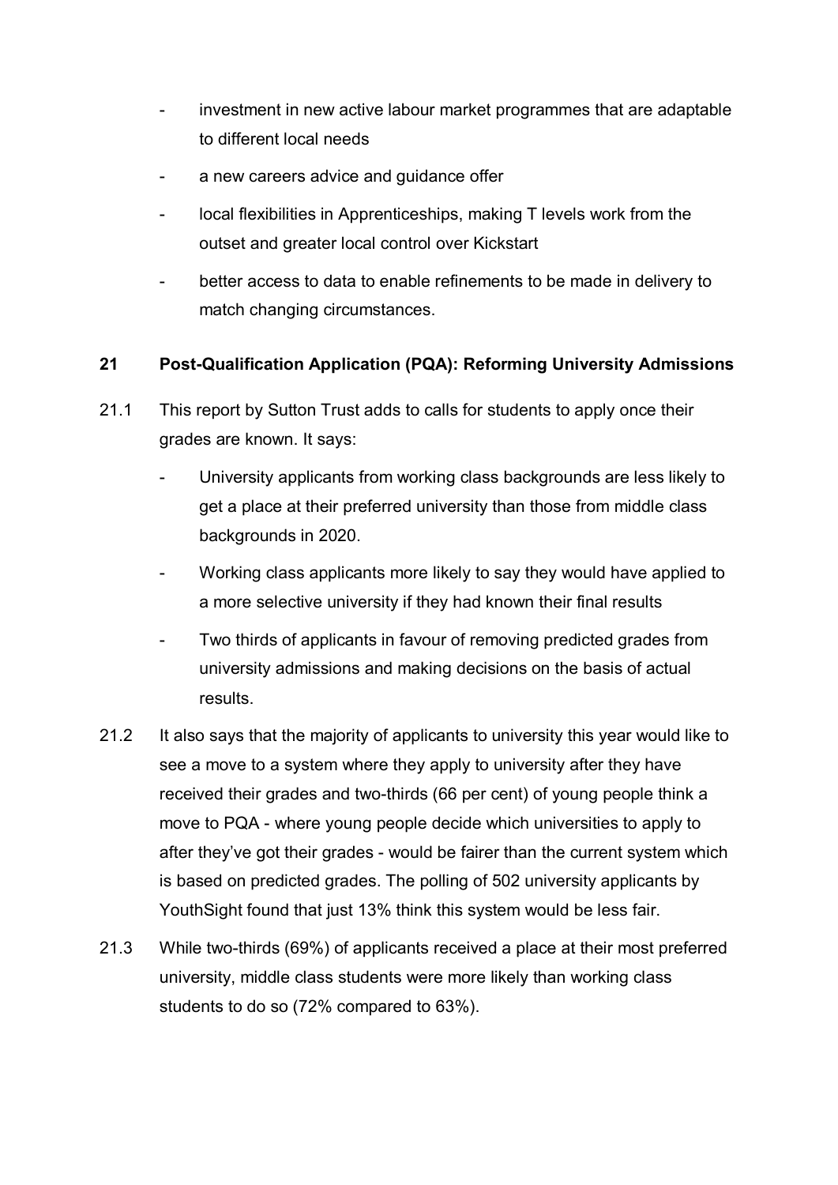- investment in new active labour market programmes that are adaptable to different local needs
- a new careers advice and guidance offer
- local flexibilities in Apprenticeships, making T levels work from the outset and greater local control over Kickstart
- better access to data to enable refinements to be made in delivery to match changing circumstances.

## 21 Post-Qualification Application (PQA): Reforming University Admissions

21.1 This report by Sutton Trust adds to calls for students to apply once their grades are known. It says:

- University applicants from working class backgrounds are less likely to get a place at their preferred university than those from middle class backgrounds in 2020.
- Working class applicants more likely to say they would have applied to a more selective university if they had known their final results
- Two thirds of applicants in favour of removing predicted grades from university admissions and making decisions on the basis of actual results.

21.2 It also says that the majority of applicants to university this year would like to see a move to a system where they apply to university after they have received their grades and two-thirds (66 per cent) of young people think a move to PQA - where young people decide which universities to apply to after they've got their grades - would be fairer than the current system which is based on predicted grades. The polling of 502 university applicants by YouthSight found that just 13% think this system would be less fair.

21.3 While two-thirds (69%) of applicants received a place at their most preferred university, middle class students were more likely than working class students to do so (72% compared to 63%).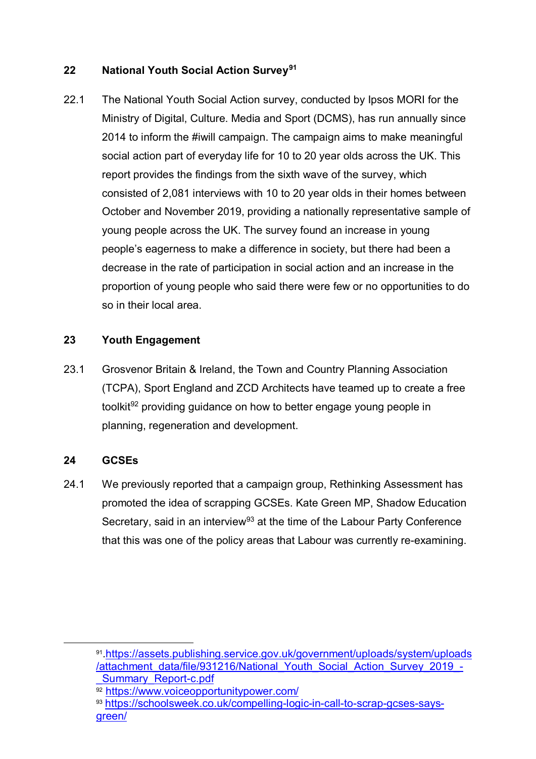## 22 National Youth Social Action Survey[91]

22.1 The National Youth Social Action survey, conducted by Ipsos MORI for the Ministry of Digital, Culture. Media and Sport (DCMS), has run annually since 2014 to inform the #iwill campaign. The campaign aims to make meaningful social action part of everyday life for 10 to 20 year olds across the UK. This report provides the findings from the sixth wave of the survey, which consisted of 2,081 interviews with 10 to 20 year olds in their homes between October and November 2019, providing a nationally representative sample of young people across the UK. The survey found an increase in young people's eagerness to make a difference in society, but there had been a decrease in the rate of participation in social action and an increase in the proportion of young people who said there were few or no opportunities to do so in their local area.

## 23 Youth Engagement

23.1 Grosvenor Britain & Ireland, the Town and Country Planning Association (TCPA), Sport England and ZCD Architects have teamed up to create a free toolkit[92] providing guidance on how to better engage young people in planning, regeneration and development.

## 24 GCSEs

24.1 We previously reported that a campaign group, Rethinking Assessment has promoted the idea of scrapping GCSEs. Kate Green MP, Shadow Education Secretary, said in an interview[93] at the time of the Labour Party Conference that this was one of the policy areas that Labour was currently re-examining.

---

[91] https://assets.publishing.service.gov.uk/government/uploads/system/uploads/attachment_data/file/931216/National_Youth_Social_Action_Survey_2019_-_Summary_Report-c.pdf

[92] https://www.voiceopportunitypower.com/

[93] https://schoolsweek.co.uk/compelling-logic-in-call-to-scrap-gcses-says-green/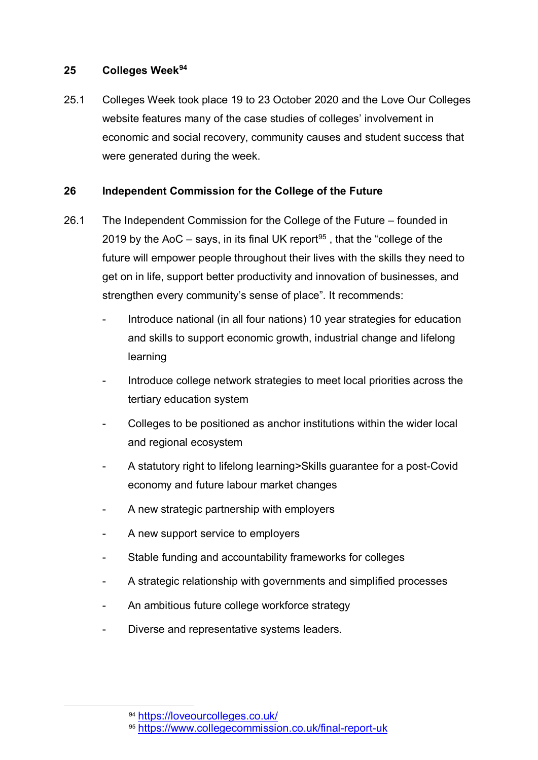## 25 Colleges Week[94]

25.1 Colleges Week took place 19 to 23 October 2020 and the Love Our Colleges website features many of the case studies of colleges' involvement in economic and social recovery, community causes and student success that were generated during the week.

## 26 Independent Commission for the College of the Future

26.1 The Independent Commission for the College of the Future – founded in 2019 by the AoC – says, in its final UK report[95] , that the "college of the future will empower people throughout their lives with the skills they need to get on in life, support better productivity and innovation of businesses, and strengthen every community's sense of place". It recommends:

- Introduce national (in all four nations) 10 year strategies for education and skills to support economic growth, industrial change and lifelong learning
- Introduce college network strategies to meet local priorities across the tertiary education system
- Colleges to be positioned as anchor institutions within the wider local and regional ecosystem
- A statutory right to lifelong learning>Skills guarantee for a post-Covid economy and future labour market changes
- A new strategic partnership with employers
- A new support service to employers
- Stable funding and accountability frameworks for colleges
- A strategic relationship with governments and simplified processes
- An ambitious future college workforce strategy
- Diverse and representative systems leaders.

---

[94] https://loveourcolleges.co.uk/

[95] https://www.collegecommission.co.uk/final-report-uk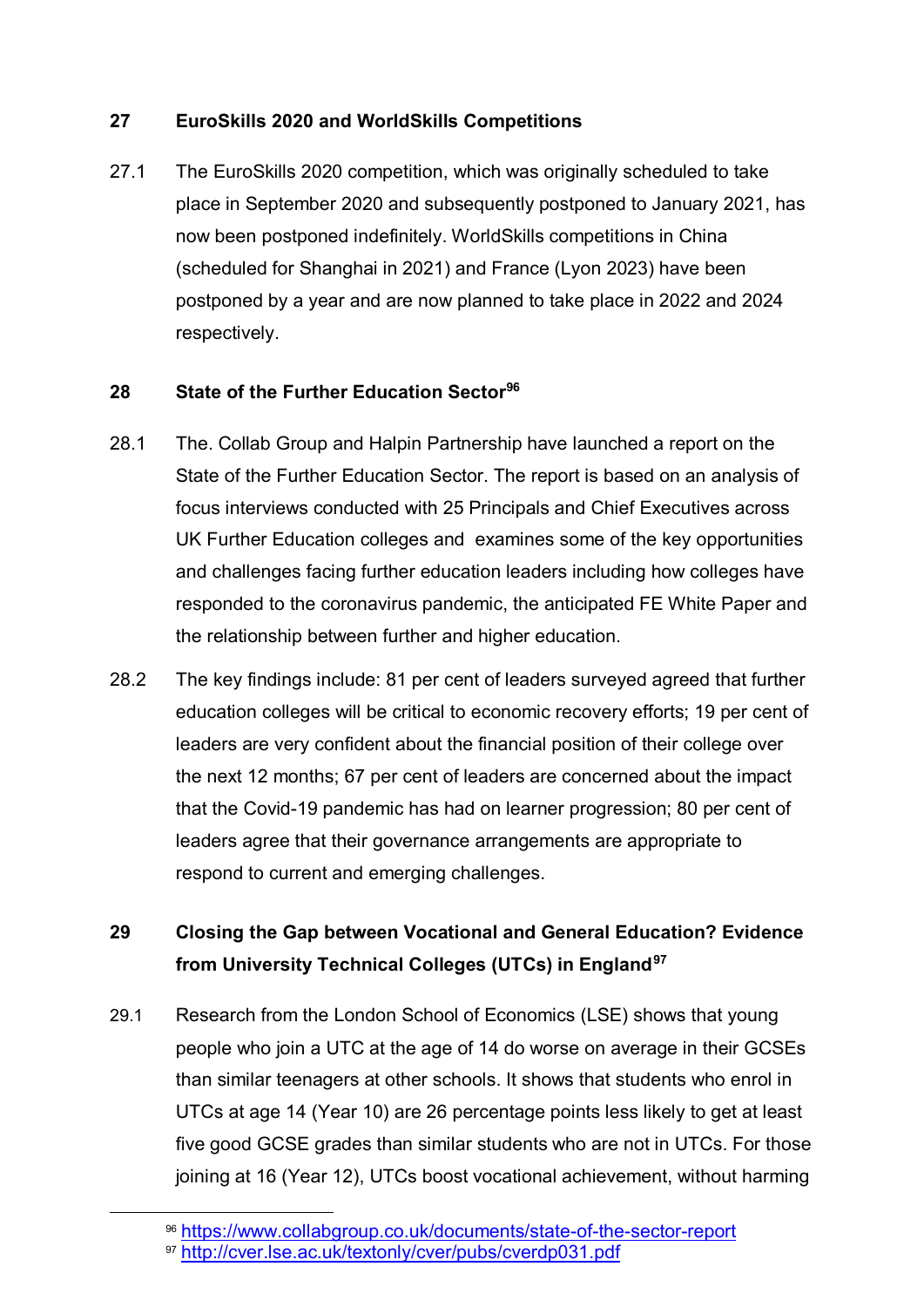## 27 EuroSkills 2020 and WorldSkills Competitions

27.1 The EuroSkills 2020 competition, which was originally scheduled to take place in September 2020 and subsequently postponed to January 2021, has now been postponed indefinitely. WorldSkills competitions in China (scheduled for Shanghai in 2021) and France (Lyon 2023) have been postponed by a year and are now planned to take place in 2022 and 2024 respectively.

## 28 State of the Further Education Sector[96]

28.1 The. Collab Group and Halpin Partnership have launched a report on the State of the Further Education Sector. The report is based on an analysis of focus interviews conducted with 25 Principals and Chief Executives across UK Further Education colleges and examines some of the key opportunities and challenges facing further education leaders including how colleges have responded to the coronavirus pandemic, the anticipated FE White Paper and the relationship between further and higher education.

28.2 The key findings include: 81 per cent of leaders surveyed agreed that further education colleges will be critical to economic recovery efforts; 19 per cent of leaders are very confident about the financial position of their college over the next 12 months; 67 per cent of leaders are concerned about the impact that the Covid-19 pandemic has had on learner progression; 80 per cent of leaders agree that their governance arrangements are appropriate to respond to current and emerging challenges.

## 29 Closing the Gap between Vocational and General Education? Evidence from University Technical Colleges (UTCs) in England[97]

29.1 Research from the London School of Economics (LSE) shows that young people who join a UTC at the age of 14 do worse on average in their GCSEs than similar teenagers at other schools. It shows that students who enrol in UTCs at age 14 (Year 10) are 26 percentage points less likely to get at least five good GCSE grades than similar students who are not in UTCs. For those joining at 16 (Year 12), UTCs boost vocational achievement, without harming

---

[96] https://www.collabgroup.co.uk/documents/state-of-the-sector-report

[97] http://cver.lse.ac.uk/textonly/cver/pubs/cverdp031.pdf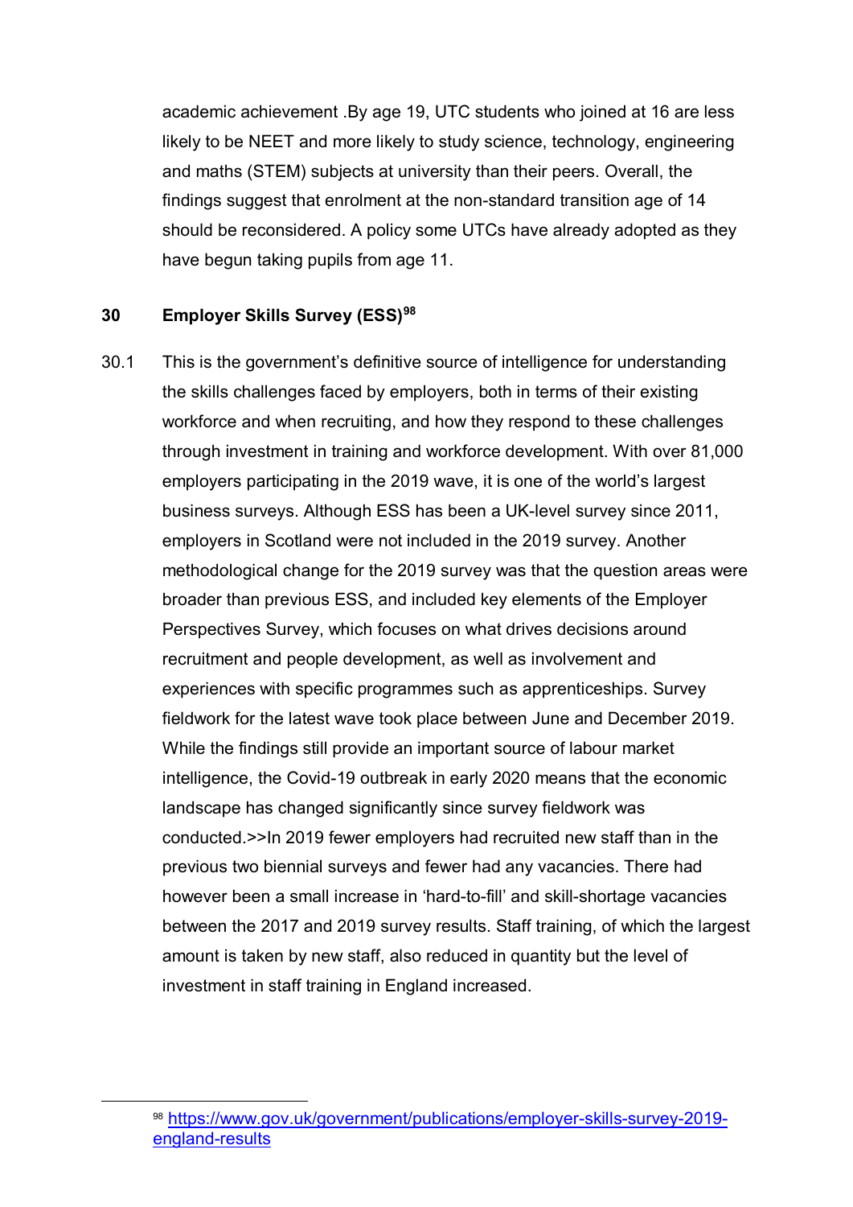academic achievement .By age 19, UTC students who joined at 16 are less likely to be NEET and more likely to study science, technology, engineering and maths (STEM) subjects at university than their peers. Overall, the findings suggest that enrolment at the non-standard transition age of 14 should be reconsidered. A policy some UTCs have already adopted as they have begun taking pupils from age 11.

## 30 Employer Skills Survey (ESS)[98]

30.1 This is the government's definitive source of intelligence for understanding the skills challenges faced by employers, both in terms of their existing workforce and when recruiting, and how they respond to these challenges through investment in training and workforce development. With over 81,000 employers participating in the 2019 wave, it is one of the world's largest business surveys. Although ESS has been a UK-level survey since 2011, employers in Scotland were not included in the 2019 survey. Another methodological change for the 2019 survey was that the question areas were broader than previous ESS, and included key elements of the Employer Perspectives Survey, which focuses on what drives decisions around recruitment and people development, as well as involvement and experiences with specific programmes such as apprenticeships. Survey fieldwork for the latest wave took place between June and December 2019. While the findings still provide an important source of labour market intelligence, the Covid-19 outbreak in early 2020 means that the economic landscape has changed significantly since survey fieldwork was conducted.>>In 2019 fewer employers had recruited new staff than in the previous two biennial surveys and fewer had any vacancies. There had however been a small increase in 'hard-to-fill' and skill-shortage vacancies between the 2017 and 2019 survey results. Staff training, of which the largest amount is taken by new staff, also reduced in quantity but the level of investment in staff training in England increased.

[98] https://www.gov.uk/government/publications/employer-skills-survey-2019-england-results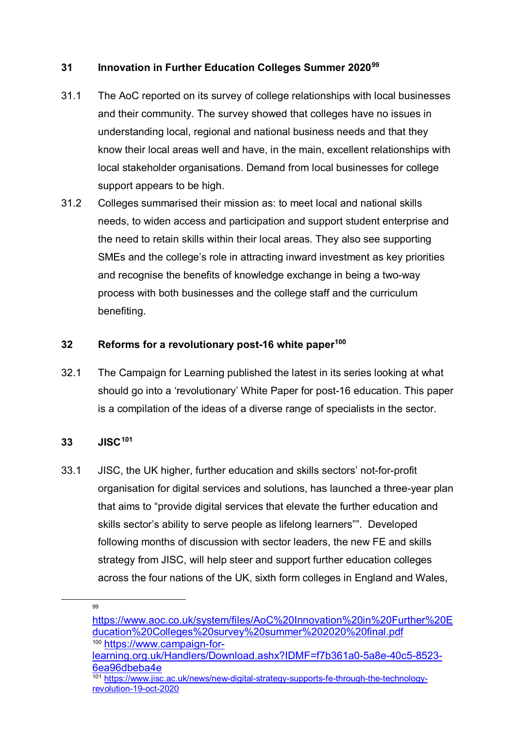## 31 Innovation in Further Education Colleges Summer 2020[99]

31.1 The AoC reported on its survey of college relationships with local businesses and their community. The survey showed that colleges have no issues in understanding local, regional and national business needs and that they know their local areas well and have, in the main, excellent relationships with local stakeholder organisations. Demand from local businesses for college support appears to be high.

31.2 Colleges summarised their mission as: to meet local and national skills needs, to widen access and participation and support student enterprise and the need to retain skills within their local areas. They also see supporting SMEs and the college's role in attracting inward investment as key priorities and recognise the benefits of knowledge exchange in being a two-way process with both businesses and the college staff and the curriculum benefiting.

## 32 Reforms for a revolutionary post-16 white paper[100]

32.1 The Campaign for Learning published the latest in its series looking at what should go into a 'revolutionary' White Paper for post-16 education. This paper is a compilation of the ideas of a diverse range of specialists in the sector.

## 33 JISC[101]

33.1 JISC, the UK higher, further education and skills sectors' not-for-profit organisation for digital services and solutions, has launched a three-year plan that aims to "provide digital services that elevate the further education and skills sector's ability to serve people as lifelong learners"". Developed following months of discussion with sector leaders, the new FE and skills strategy from JISC, will help steer and support further education colleges across the four nations of the UK, sixth form colleges in England and Wales,

---

[99] https://www.aoc.co.uk/system/files/AoC%20Innovation%20in%20Further%20Education%20Colleges%20survey%20summer%202020%20final.pdf

[100] https://www.campaign-for-learning.org.uk/Handlers/Download.ashx?IDMF=f7b361a0-5a8e-40c5-8523-6ea96dbeba4e

[101] https://www.jisc.ac.uk/news/new-digital-strategy-supports-fe-through-the-technology-revolution-19-oct-2020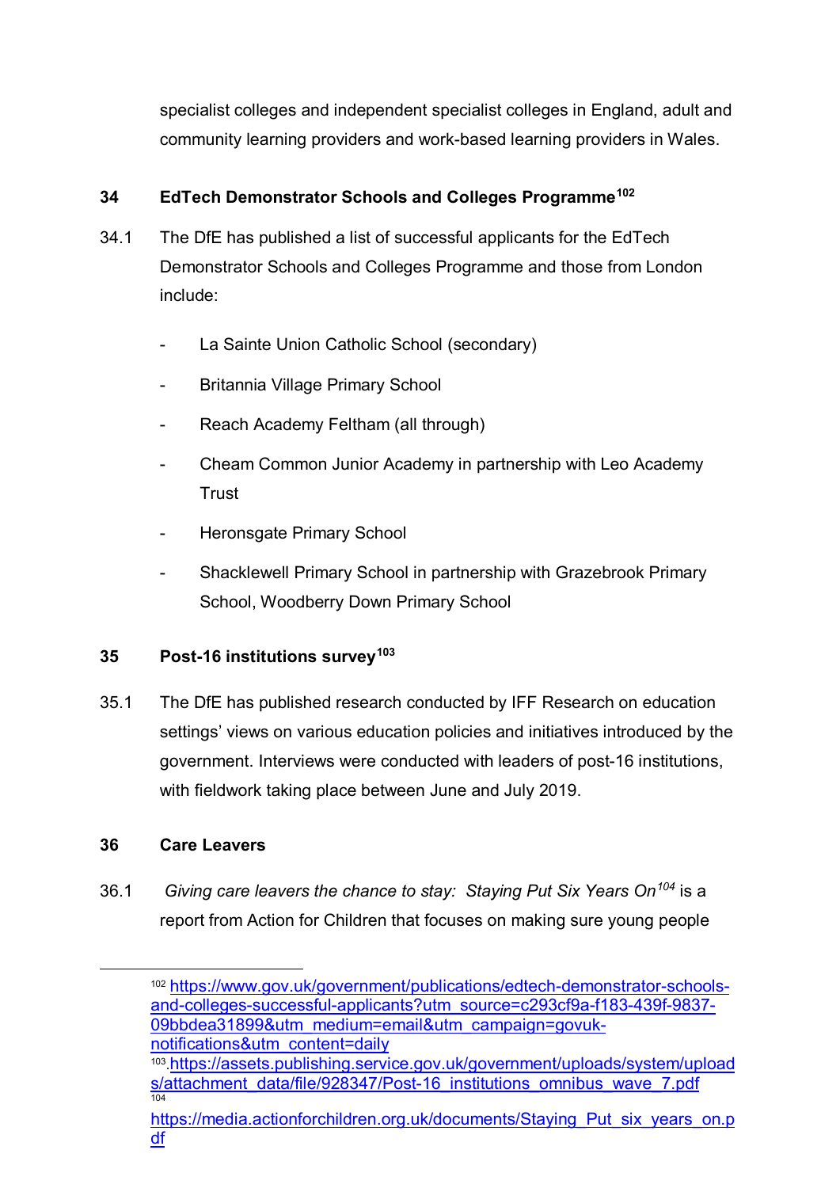specialist colleges and independent specialist colleges in England, adult and community learning providers and work-based learning providers in Wales.

## 34 EdTech Demonstrator Schools and Colleges Programme[102]

34.1 The DfE has published a list of successful applicants for the EdTech Demonstrator Schools and Colleges Programme and those from London include:

- La Sainte Union Catholic School (secondary)
- Britannia Village Primary School
- Reach Academy Feltham (all through)
- Cheam Common Junior Academy in partnership with Leo Academy Trust
- Heronsgate Primary School
- Shacklewell Primary School in partnership with Grazebrook Primary School, Woodberry Down Primary School

## 35 Post-16 institutions survey[103]

35.1 The DfE has published research conducted by IFF Research on education settings' views on various education policies and initiatives introduced by the government. Interviews were conducted with leaders of post-16 institutions, with fieldwork taking place between June and July 2019.

## 36 Care Leavers

36.1 *Giving care leavers the chance to stay: Staying Put Six Years On*[104] is a report from Action for Children that focuses on making sure young people

---

[102] https://www.gov.uk/government/publications/edtech-demonstrator-schools-and-colleges-successful-applicants?utm_source=c293cf9a-f183-439f-9837-09bbdea31899&utm_medium=email&utm_campaign=govuk-notifications&utm_content=daily

[103] https://assets.publishing.service.gov.uk/government/uploads/system/uploads/attachment_data/file/928347/Post-16_institutions_omnibus_wave_7.pdf

[104] https://media.actionforchildren.org.uk/documents/Staying_Put_six_years_on.pdf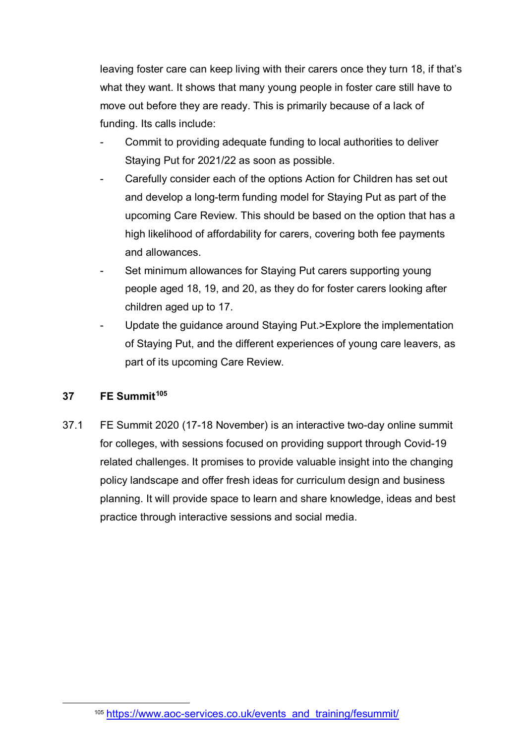leaving foster care can keep living with their carers once they turn 18, if that's what they want. It shows that many young people in foster care still have to move out before they are ready. This is primarily because of a lack of funding. Its calls include:

- Commit to providing adequate funding to local authorities to deliver Staying Put for 2021/22 as soon as possible.
- Carefully consider each of the options Action for Children has set out and develop a long-term funding model for Staying Put as part of the upcoming Care Review. This should be based on the option that has a high likelihood of affordability for carers, covering both fee payments and allowances.
- Set minimum allowances for Staying Put carers supporting young people aged 18, 19, and 20, as they do for foster carers looking after children aged up to 17.
- Update the guidance around Staying Put.>Explore the implementation of Staying Put, and the different experiences of young care leavers, as part of its upcoming Care Review.

## 37 FE Summit[105]

37.1 FE Summit 2020 (17-18 November) is an interactive two-day online summit for colleges, with sessions focused on providing support through Covid-19 related challenges. It promises to provide valuable insight into the changing policy landscape and offer fresh ideas for curriculum design and business planning. It will provide space to learn and share knowledge, ideas and best practice through interactive sessions and social media.

[105] https://www.aoc-services.co.uk/events_and_training/fesummit/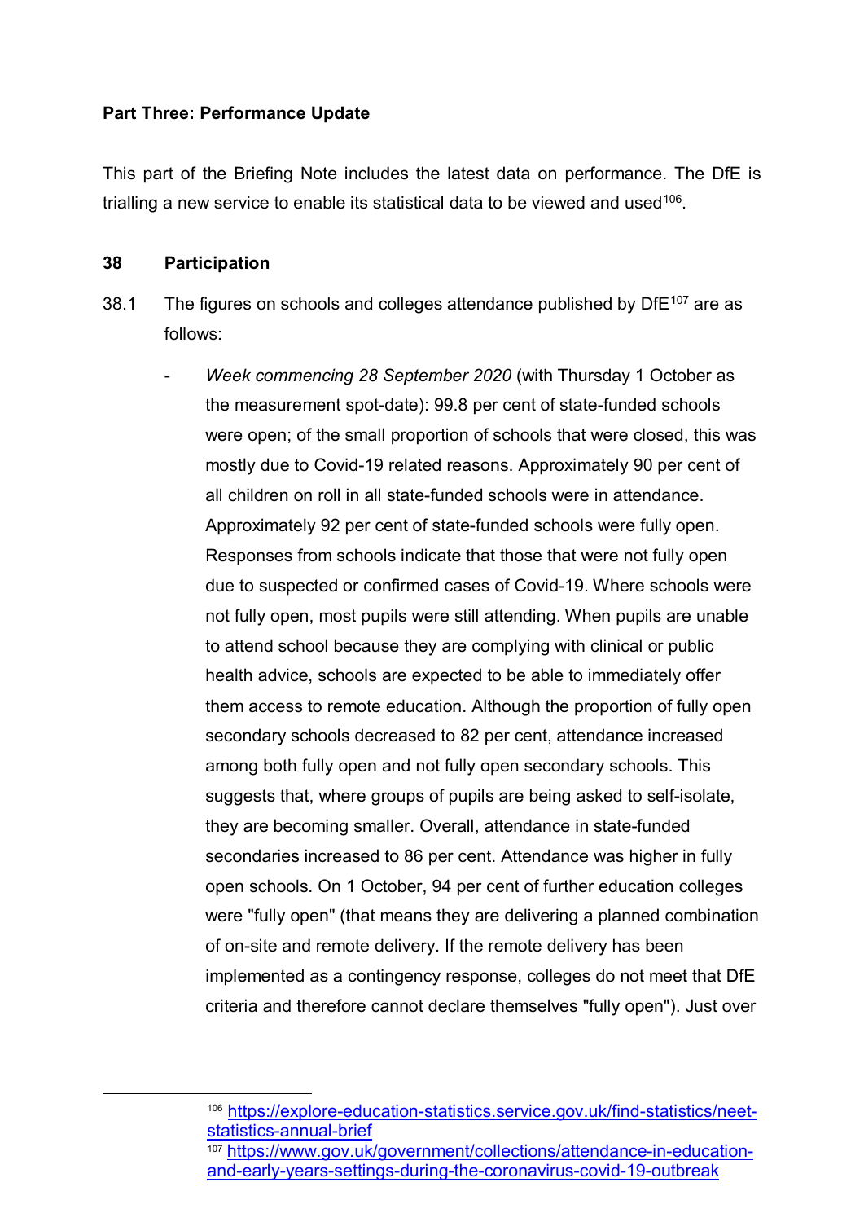**Part Three: Performance Update**

This part of the Briefing Note includes the latest data on performance. The DfE is trialling a new service to enable its statistical data to be viewed and used[106].

**38 Participation**

38.1 The figures on schools and colleges attendance published by DfE[107] are as follows:

- *Week commencing 28 September 2020* (with Thursday 1 October as the measurement spot-date): 99.8 per cent of state-funded schools were open; of the small proportion of schools that were closed, this was mostly due to Covid-19 related reasons. Approximately 90 per cent of all children on roll in all state-funded schools were in attendance. Approximately 92 per cent of state-funded schools were fully open. Responses from schools indicate that those that were not fully open due to suspected or confirmed cases of Covid-19. Where schools were not fully open, most pupils were still attending. When pupils are unable to attend school because they are complying with clinical or public health advice, schools are expected to be able to immediately offer them access to remote education. Although the proportion of fully open secondary schools decreased to 82 per cent, attendance increased among both fully open and not fully open secondary schools. This suggests that, where groups of pupils are being asked to self-isolate, they are becoming smaller. Overall, attendance in state-funded secondaries increased to 86 per cent. Attendance was higher in fully open schools. On 1 October, 94 per cent of further education colleges were "fully open" (that means they are delivering a planned combination of on-site and remote delivery. If the remote delivery has been implemented as a contingency response, colleges do not meet that DfE criteria and therefore cannot declare themselves "fully open"). Just over

---

[106] https://explore-education-statistics.service.gov.uk/find-statistics/neet-statistics-annual-brief

[107] https://www.gov.uk/government/collections/attendance-in-education-and-early-years-settings-during-the-coronavirus-covid-19-outbreak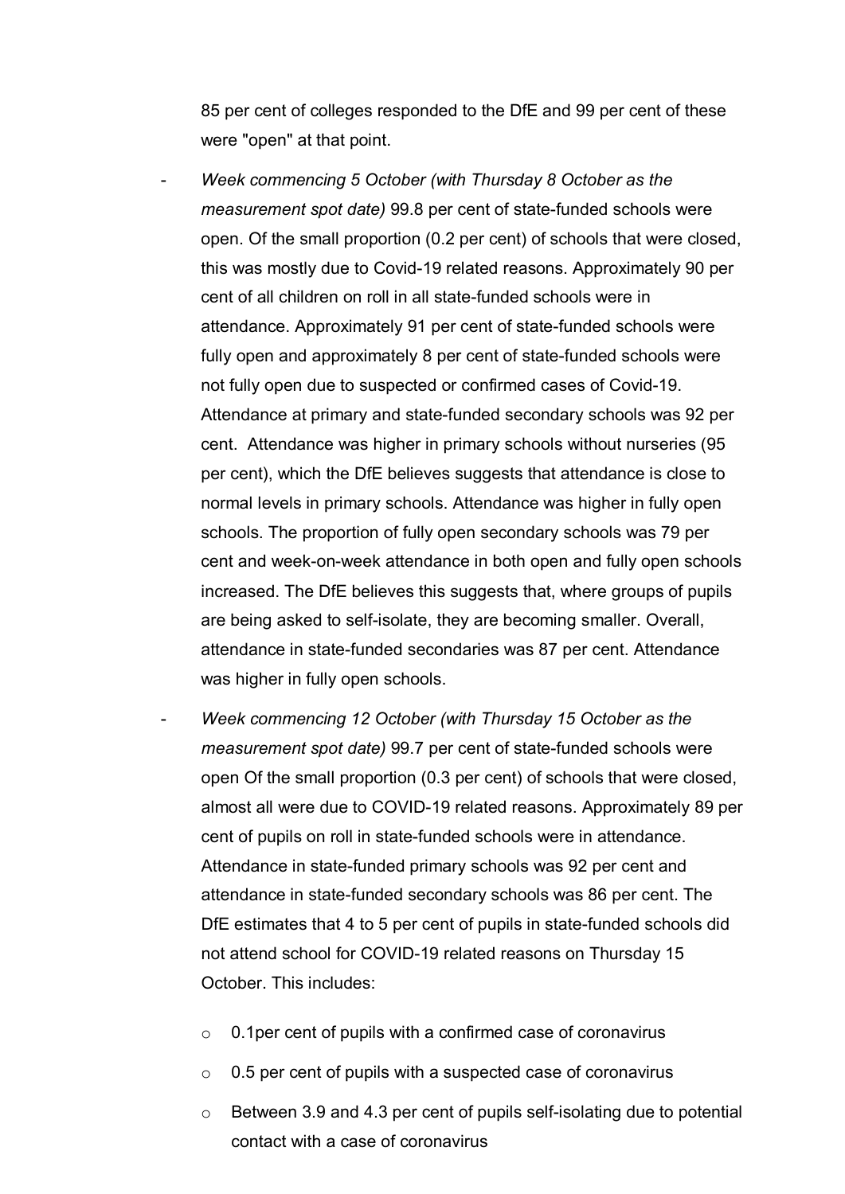85 per cent of colleges responded to the DfE and 99 per cent of these were "open" at that point.

- *Week commencing 5 October (with Thursday 8 October as the measurement spot date)* 99.8 per cent of state-funded schools were open. Of the small proportion (0.2 per cent) of schools that were closed, this was mostly due to Covid-19 related reasons. Approximately 90 per cent of all children on roll in all state-funded schools were in attendance. Approximately 91 per cent of state-funded schools were fully open and approximately 8 per cent of state-funded schools were not fully open due to suspected or confirmed cases of Covid-19. Attendance at primary and state-funded secondary schools was 92 per cent. Attendance was higher in primary schools without nurseries (95 per cent), which the DfE believes suggests that attendance is close to normal levels in primary schools. Attendance was higher in fully open schools. The proportion of fully open secondary schools was 79 per cent and week-on-week attendance in both open and fully open schools increased. The DfE believes this suggests that, where groups of pupils are being asked to self-isolate, they are becoming smaller. Overall, attendance in state-funded secondaries was 87 per cent. Attendance was higher in fully open schools.

- *Week commencing 12 October (with Thursday 15 October as the measurement spot date)* 99.7 per cent of state-funded schools were open Of the small proportion (0.3 per cent) of schools that were closed, almost all were due to COVID-19 related reasons. Approximately 89 per cent of pupils on roll in state-funded schools were in attendance. Attendance in state-funded primary schools was 92 per cent and attendance in state-funded secondary schools was 86 per cent. The DfE estimates that 4 to 5 per cent of pupils in state-funded schools did not attend school for COVID-19 related reasons on Thursday 15 October. This includes:

    - 0.1per cent of pupils with a confirmed case of coronavirus
    - 0.5 per cent of pupils with a suspected case of coronavirus
    - Between 3.9 and 4.3 per cent of pupils self-isolating due to potential contact with a case of coronavirus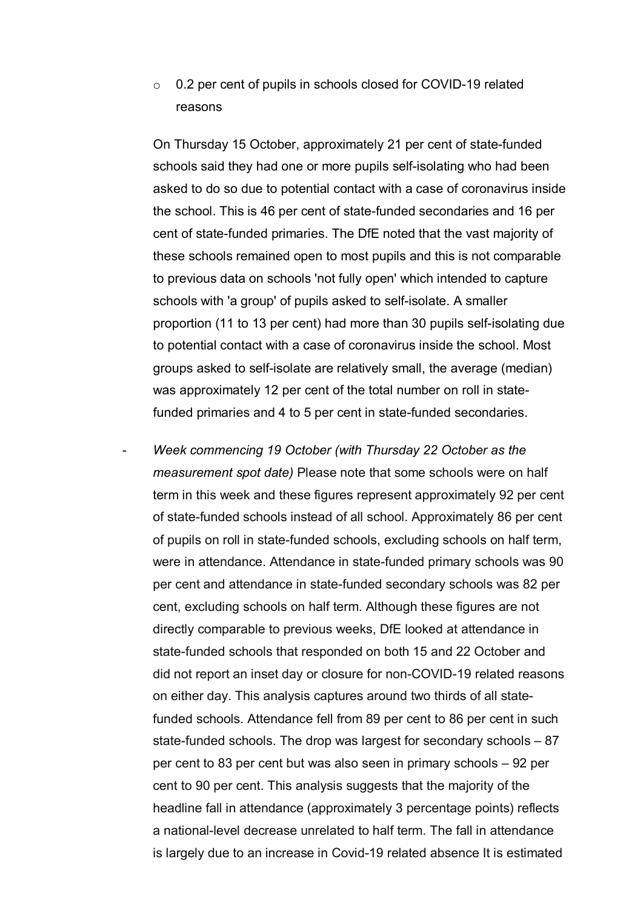- 0.2 per cent of pupils in schools closed for COVID-19 related reasons

On Thursday 15 October, approximately 21 per cent of state-funded schools said they had one or more pupils self-isolating who had been asked to do so due to potential contact with a case of coronavirus inside the school. This is 46 per cent of state-funded secondaries and 16 per cent of state-funded primaries. The DfE noted that the vast majority of these schools remained open to most pupils and this is not comparable to previous data on schools 'not fully open' which intended to capture schools with 'a group' of pupils asked to self-isolate. A smaller proportion (11 to 13 per cent) had more than 30 pupils self-isolating due to potential contact with a case of coronavirus inside the school. Most groups asked to self-isolate are relatively small, the average (median) was approximately 12 per cent of the total number on roll in state-funded primaries and 4 to 5 per cent in state-funded secondaries.

- *Week commencing 19 October (with Thursday 22 October as the measurement spot date)* Please note that some schools were on half term in this week and these figures represent approximately 92 per cent of state-funded schools instead of all school. Approximately 86 per cent of pupils on roll in state-funded schools, excluding schools on half term, were in attendance. Attendance in state-funded primary schools was 90 per cent and attendance in state-funded secondary schools was 82 per cent, excluding schools on half term. Although these figures are not directly comparable to previous weeks, DfE looked at attendance in state-funded schools that responded on both 15 and 22 October and did not report an inset day or closure for non-COVID-19 related reasons on either day. This analysis captures around two thirds of all state-funded schools. Attendance fell from 89 per cent to 86 per cent in such state-funded schools. The drop was largest for secondary schools – 87 per cent to 83 per cent but was also seen in primary schools – 92 per cent to 90 per cent. This analysis suggests that the majority of the headline fall in attendance (approximately 3 percentage points) reflects a national-level decrease unrelated to half term. The fall in attendance is largely due to an increase in Covid-19 related absence It is estimated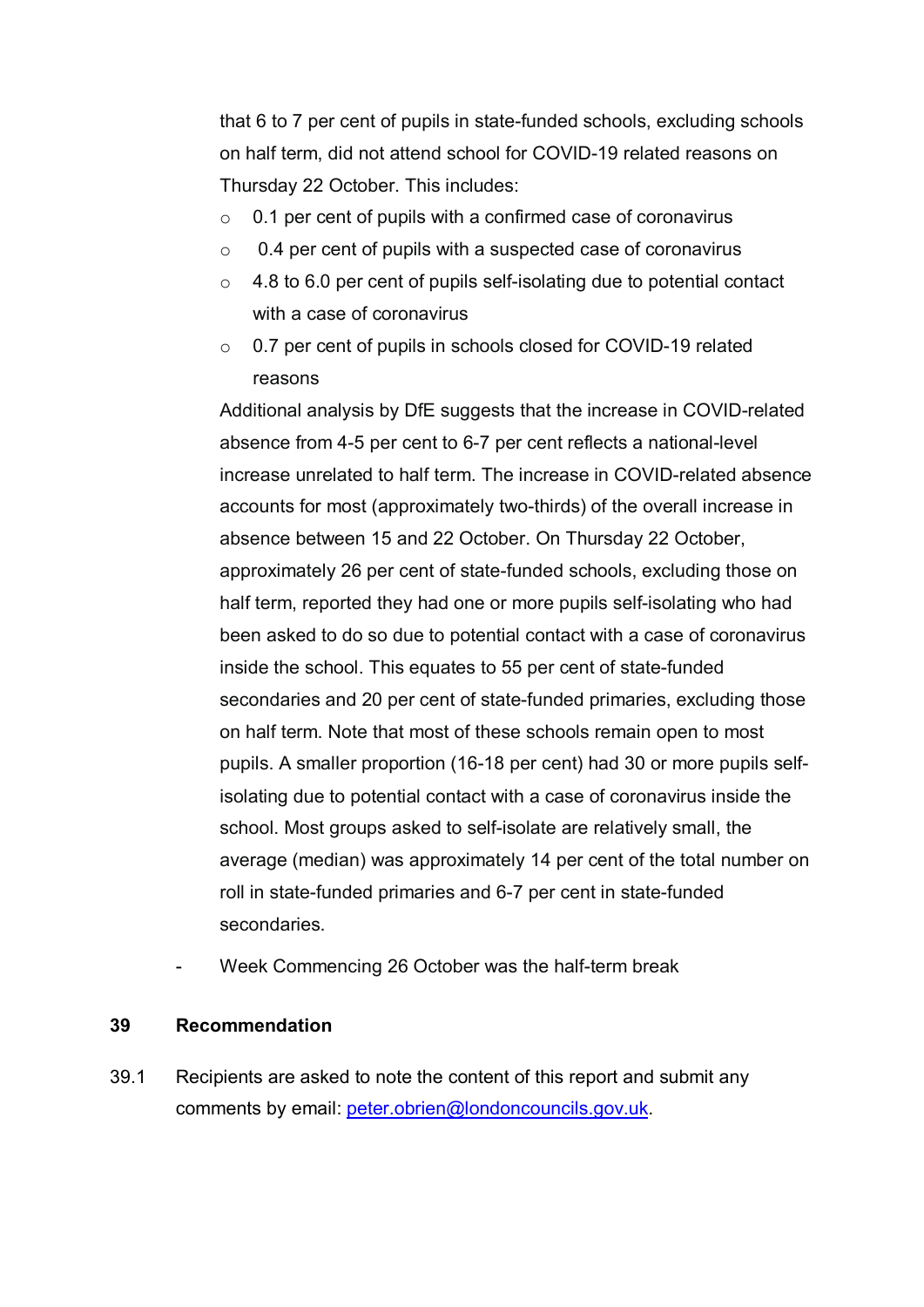that 6 to 7 per cent of pupils in state-funded schools, excluding schools on half term, did not attend school for COVID-19 related reasons on Thursday 22 October. This includes:

- 0.1 per cent of pupils with a confirmed case of coronavirus
- 0.4 per cent of pupils with a suspected case of coronavirus
- 4.8 to 6.0 per cent of pupils self-isolating due to potential contact with a case of coronavirus
- 0.7 per cent of pupils in schools closed for COVID-19 related reasons

Additional analysis by DfE suggests that the increase in COVID-related absence from 4-5 per cent to 6-7 per cent reflects a national-level increase unrelated to half term. The increase in COVID-related absence accounts for most (approximately two-thirds) of the overall increase in absence between 15 and 22 October. On Thursday 22 October, approximately 26 per cent of state-funded schools, excluding those on half term, reported they had one or more pupils self-isolating who had been asked to do so due to potential contact with a case of coronavirus inside the school. This equates to 55 per cent of state-funded secondaries and 20 per cent of state-funded primaries, excluding those on half term. Note that most of these schools remain open to most pupils. A smaller proportion (16-18 per cent) had 30 or more pupils self-isolating due to potential contact with a case of coronavirus inside the school. Most groups asked to self-isolate are relatively small, the average (median) was approximately 14 per cent of the total number on roll in state-funded primaries and 6-7 per cent in state-funded secondaries.

- Week Commencing 26 October was the half-term break

## 39 Recommendation

39.1 Recipients are asked to note the content of this report and submit any comments by email: [peter.obrien@londoncouncils.gov.uk](mailto:peter.obrien@londoncouncils.gov.uk).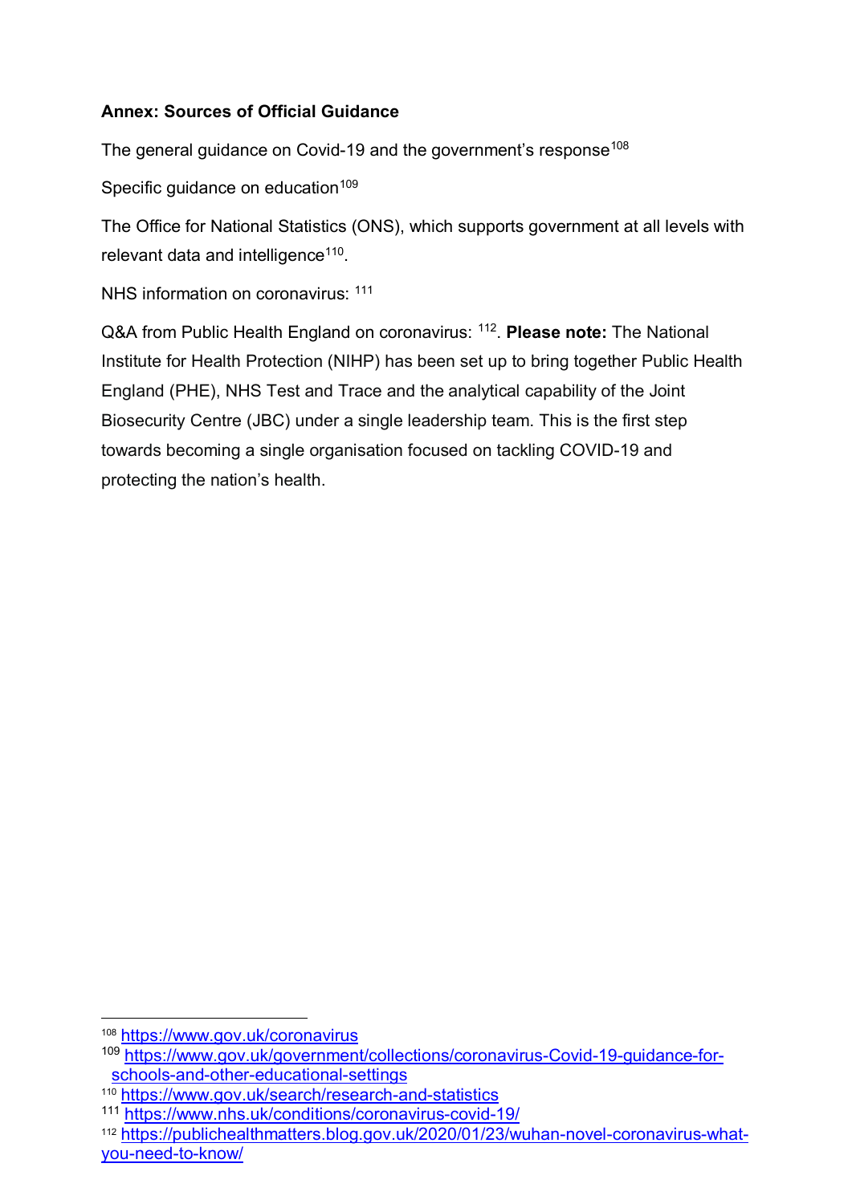**Annex: Sources of Official Guidance**

The general guidance on Covid-19 and the government's response[108]

Specific guidance on education[109]

The Office for National Statistics (ONS), which supports government at all levels with relevant data and intelligence[110].

NHS information on coronavirus: [111]

Q&A from Public Health England on coronavirus: [112]. **Please note:** The National Institute for Health Protection (NIHP) has been set up to bring together Public Health England (PHE), NHS Test and Trace and the analytical capability of the Joint Biosecurity Centre (JBC) under a single leadership team. This is the first step towards becoming a single organisation focused on tackling COVID-19 and protecting the nation's health.

---

[108] https://www.gov.uk/coronavirus

[109] https://www.gov.uk/government/collections/coronavirus-Covid-19-guidance-for-schools-and-other-educational-settings

[110] https://www.gov.uk/search/research-and-statistics

[111] https://www.nhs.uk/conditions/coronavirus-covid-19/

[112] https://publichealthmatters.blog.gov.uk/2020/01/23/wuhan-novel-coronavirus-what-you-need-to-know/